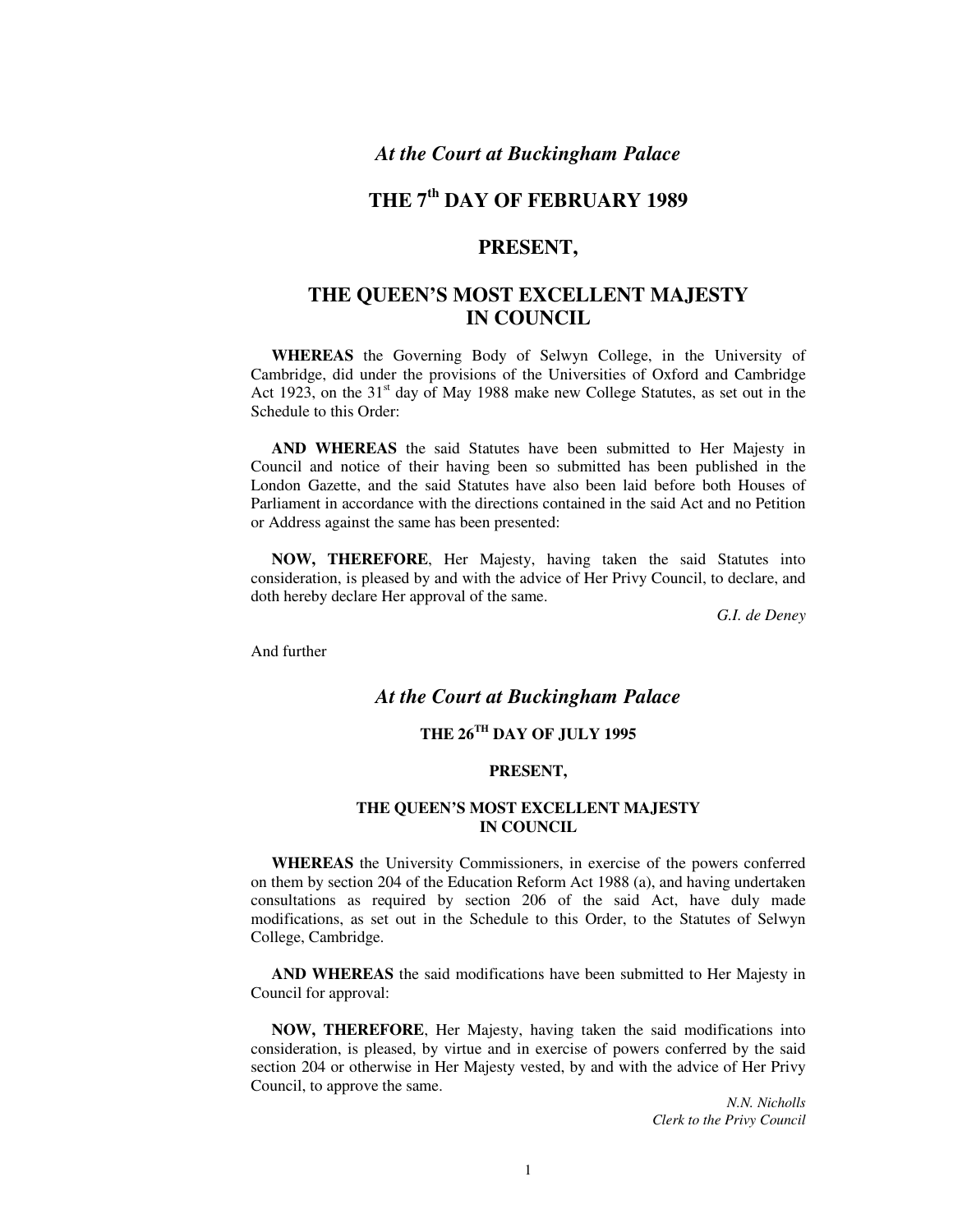*At the Court at Buckingham Palace*

**THE 7th DAY OF FEBRUARY 1989**

**PRESENT,**

**THE QUEEN'S MOST EXCELLENT MAJESTY IN COUNCIL**

**WHEREAS** the Governing Body of Selwyn College, in the University of Cambridge, did under the provisions of the Universities of Oxford and Cambridge Act 1923, on the 31st day of May 1988 make new College Statutes, as set out in the Schedule to this Order:

**AND WHEREAS** the said Statutes have been submitted to Her Majesty in Council and notice of their having been so submitted has been published in the London Gazette, and the said Statutes have also been laid before both Houses of Parliament in accordance with the directions contained in the said Act and no Petition or Address against the same has been presented:

**NOW, THEREFORE**, Her Majesty, having taken the said Statutes into consideration, is pleased by and with the advice of Her Privy Council, to declare, and doth hereby declare Her approval of the same.

*G.I. de Deney*

And further

*At the Court at Buckingham Palace*

**THE 26TH DAY OF JULY 1995**

**PRESENT,**

**THE QUEEN'S MOST EXCELLENT MAJESTY IN COUNCIL**

**WHEREAS** the University Commissioners, in exercise of the powers conferred on them by section 204 of the Education Reform Act 1988 (a), and having undertaken consultations as required by section 206 of the said Act, have duly made modifications, as set out in the Schedule to this Order, to the Statutes of Selwyn College, Cambridge.

**AND WHEREAS** the said modifications have been submitted to Her Majesty in Council for approval:

**NOW, THEREFORE**, Her Majesty, having taken the said modifications into consideration, is pleased, by virtue and in exercise of powers conferred by the said section 204 or otherwise in Her Majesty vested, by and with the advice of Her Privy Council, to approve the same.

*N.N. Nicholls*
*Clerk to the Privy Council*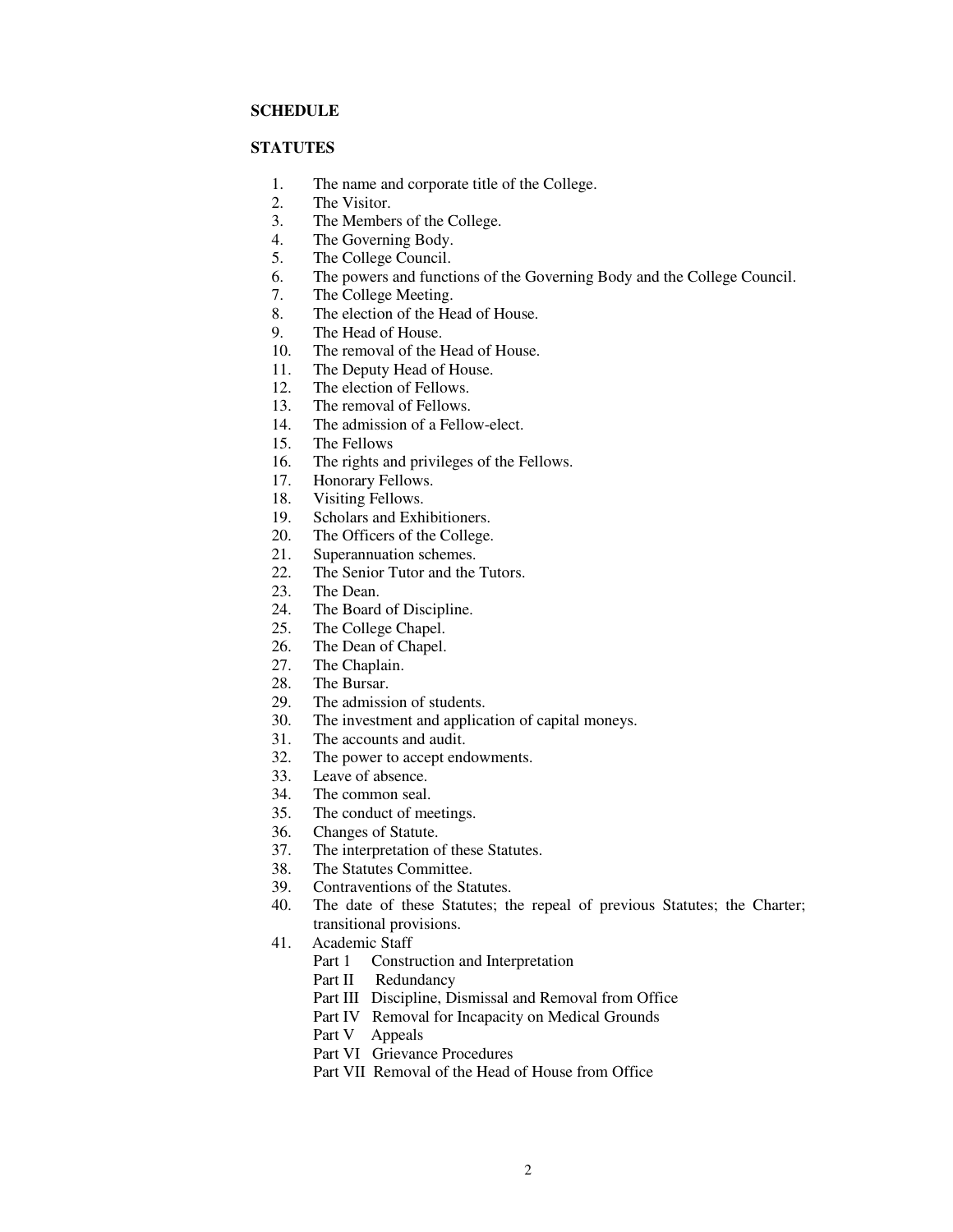**SCHEDULE**

**STATUTES**

1. The name and corporate title of the College.
2. The Visitor.
3. The Members of the College.
4. The Governing Body.
5. The College Council.
6. The powers and functions of the Governing Body and the College Council.
7. The College Meeting.
8. The election of the Head of House.
9. The Head of House.
10. The removal of the Head of House.
11. The Deputy Head of House.
12. The election of Fellows.
13. The removal of Fellows.
14. The admission of a Fellow-elect.
15. The Fellows
16. The rights and privileges of the Fellows.
17. Honorary Fellows.
18. Visiting Fellows.
19. Scholars and Exhibitioners.
20. The Officers of the College.
21. Superannuation schemes.
22. The Senior Tutor and the Tutors.
23. The Dean.
24. The Board of Discipline.
25. The College Chapel.
26. The Dean of Chapel.
27. The Chaplain.
28. The Bursar.
29. The admission of students.
30. The investment and application of capital moneys.
31. The accounts and audit.
32. The power to accept endowments.
33. Leave of absence.
34. The common seal.
35. The conduct of meetings.
36. Changes of Statute.
37. The interpretation of these Statutes.
38. The Statutes Committee.
39. Contraventions of the Statutes.
40. The date of these Statutes; the repeal of previous Statutes; the Charter; transitional provisions.
41. Academic Staff
    - Part 1 Construction and Interpretation
    - Part II Redundancy
    - Part III Discipline, Dismissal and Removal from Office
    - Part IV Removal for Incapacity on Medical Grounds
    - Part V Appeals
    - Part VI Grievance Procedures
    - Part VII Removal of the Head of House from Office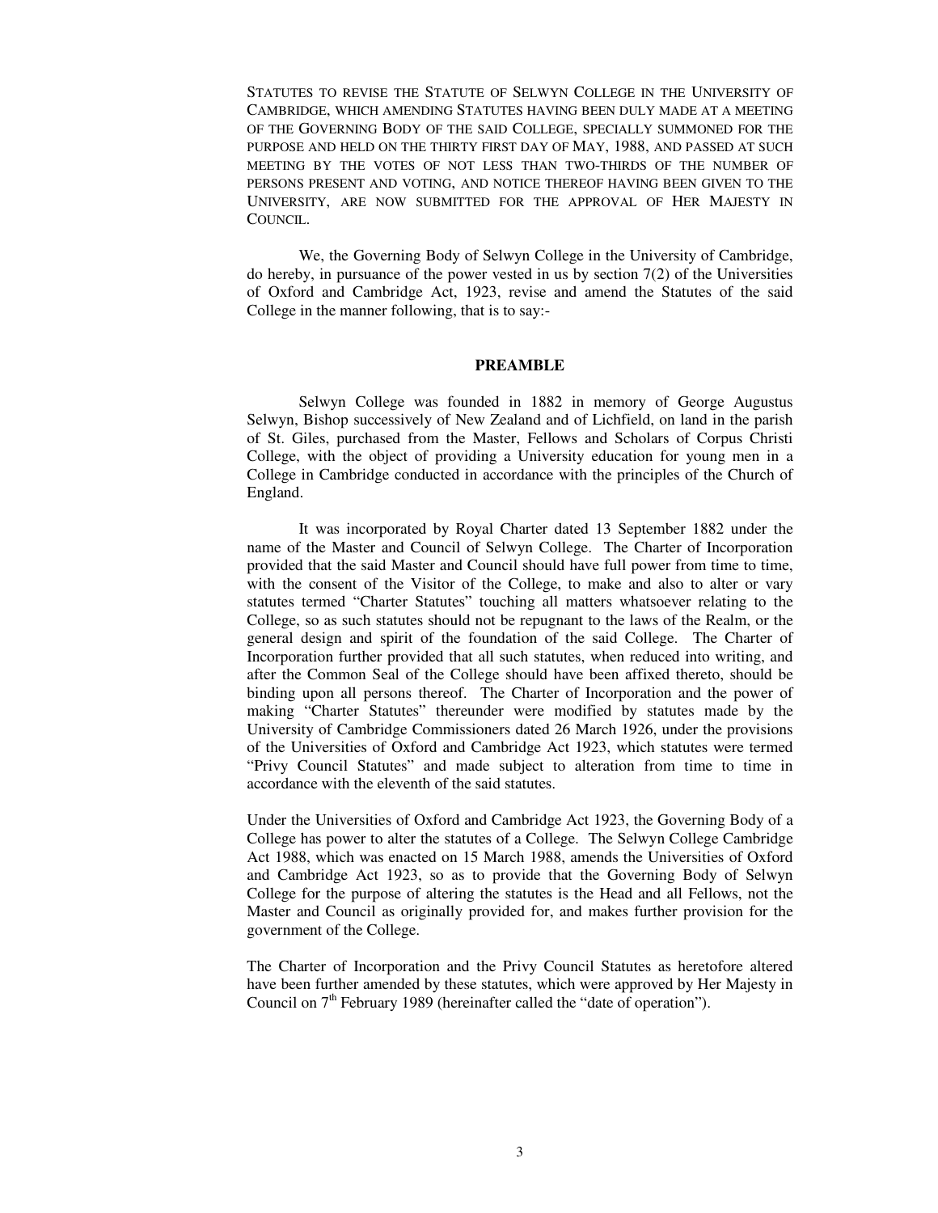STATUTES TO REVISE THE STATUTE OF SELWYN COLLEGE IN THE UNIVERSITY OF CAMBRIDGE, WHICH AMENDING STATUTES HAVING BEEN DULY MADE AT A MEETING OF THE GOVERNING BODY OF THE SAID COLLEGE, SPECIALLY SUMMONED FOR THE PURPOSE AND HELD ON THE THIRTY FIRST DAY OF MAY, 1988, AND PASSED AT SUCH MEETING BY THE VOTES OF NOT LESS THAN TWO-THIRDS OF THE NUMBER OF PERSONS PRESENT AND VOTING, AND NOTICE THEREOF HAVING BEEN GIVEN TO THE UNIVERSITY, ARE NOW SUBMITTED FOR THE APPROVAL OF HER MAJESTY IN COUNCIL.

We, the Governing Body of Selwyn College in the University of Cambridge, do hereby, in pursuance of the power vested in us by section 7(2) of the Universities of Oxford and Cambridge Act, 1923, revise and amend the Statutes of the said College in the manner following, that is to say:-

## PREAMBLE

Selwyn College was founded in 1882 in memory of George Augustus Selwyn, Bishop successively of New Zealand and of Lichfield, on land in the parish of St. Giles, purchased from the Master, Fellows and Scholars of Corpus Christi College, with the object of providing a University education for young men in a College in Cambridge conducted in accordance with the principles of the Church of England.

It was incorporated by Royal Charter dated 13 September 1882 under the name of the Master and Council of Selwyn College. The Charter of Incorporation provided that the said Master and Council should have full power from time to time, with the consent of the Visitor of the College, to make and also to alter or vary statutes termed "Charter Statutes" touching all matters whatsoever relating to the College, so as such statutes should not be repugnant to the laws of the Realm, or the general design and spirit of the foundation of the said College. The Charter of Incorporation further provided that all such statutes, when reduced into writing, and after the Common Seal of the College should have been affixed thereto, should be binding upon all persons thereof. The Charter of Incorporation and the power of making "Charter Statutes" thereunder were modified by statutes made by the University of Cambridge Commissioners dated 26 March 1926, under the provisions of the Universities of Oxford and Cambridge Act 1923, which statutes were termed "Privy Council Statutes" and made subject to alteration from time to time in accordance with the eleventh of the said statutes.

Under the Universities of Oxford and Cambridge Act 1923, the Governing Body of a College has power to alter the statutes of a College. The Selwyn College Cambridge Act 1988, which was enacted on 15 March 1988, amends the Universities of Oxford and Cambridge Act 1923, so as to provide that the Governing Body of Selwyn College for the purpose of altering the statutes is the Head and all Fellows, not the Master and Council as originally provided for, and makes further provision for the government of the College.

The Charter of Incorporation and the Privy Council Statutes as heretofore altered have been further amended by these statutes, which were approved by Her Majesty in Council on 7th February 1989 (hereinafter called the "date of operation").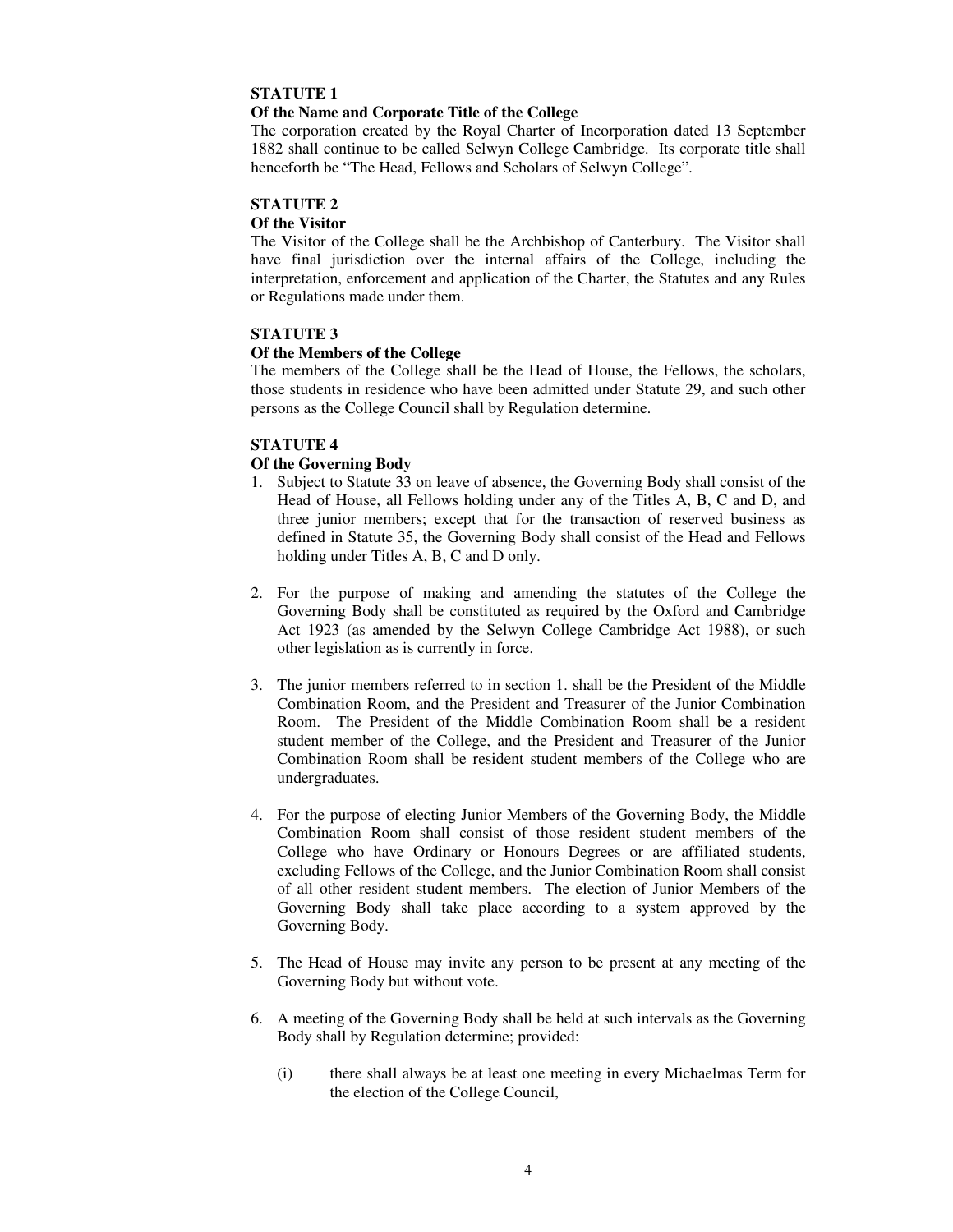## STATUTE 1

### Of the Name and Corporate Title of the College

The corporation created by the Royal Charter of Incorporation dated 13 September 1882 shall continue to be called Selwyn College Cambridge. Its corporate title shall henceforth be "The Head, Fellows and Scholars of Selwyn College".

## STATUTE 2

### Of the Visitor

The Visitor of the College shall be the Archbishop of Canterbury. The Visitor shall have final jurisdiction over the internal affairs of the College, including the interpretation, enforcement and application of the Charter, the Statutes and any Rules or Regulations made under them.

## STATUTE 3

### Of the Members of the College

The members of the College shall be the Head of House, the Fellows, the scholars, those students in residence who have been admitted under Statute 29, and such other persons as the College Council shall by Regulation determine.

## STATUTE 4

### Of the Governing Body

1. Subject to Statute 33 on leave of absence, the Governing Body shall consist of the Head of House, all Fellows holding under any of the Titles A, B, C and D, and three junior members; except that for the transaction of reserved business as defined in Statute 35, the Governing Body shall consist of the Head and Fellows holding under Titles A, B, C and D only.

2. For the purpose of making and amending the statutes of the College the Governing Body shall be constituted as required by the Oxford and Cambridge Act 1923 (as amended by the Selwyn College Cambridge Act 1988), or such other legislation as is currently in force.

3. The junior members referred to in section 1. shall be the President of the Middle Combination Room, and the President and Treasurer of the Junior Combination Room. The President of the Middle Combination Room shall be a resident student member of the College, and the President and Treasurer of the Junior Combination Room shall be resident student members of the College who are undergraduates.

4. For the purpose of electing Junior Members of the Governing Body, the Middle Combination Room shall consist of those resident student members of the College who have Ordinary or Honours Degrees or are affiliated students, excluding Fellows of the College, and the Junior Combination Room shall consist of all other resident student members. The election of Junior Members of the Governing Body shall take place according to a system approved by the Governing Body.

5. The Head of House may invite any person to be present at any meeting of the Governing Body but without vote.

6. A meeting of the Governing Body shall be held at such intervals as the Governing Body shall by Regulation determine; provided:

   (i) there shall always be at least one meeting in every Michaelmas Term for the election of the College Council,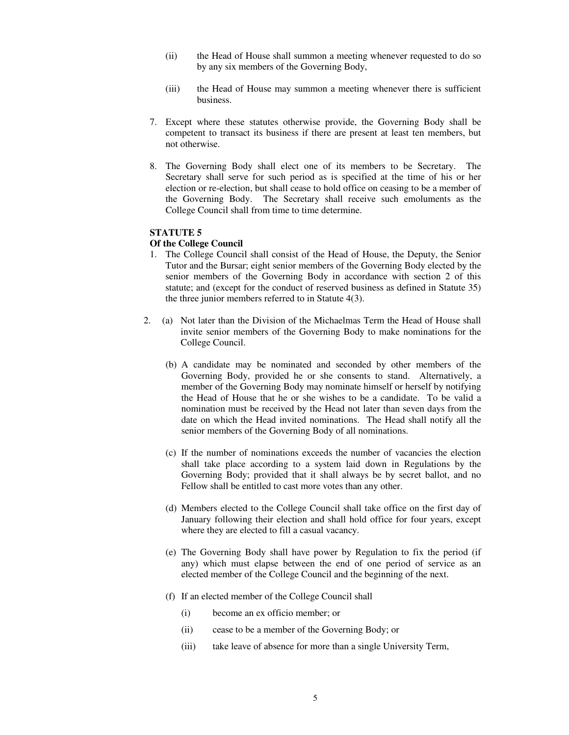(ii) the Head of House shall summon a meeting whenever requested to do so by any six members of the Governing Body,

(iii) the Head of House may summon a meeting whenever there is sufficient business.

7. Except where these statutes otherwise provide, the Governing Body shall be competent to transact its business if there are present at least ten members, but not otherwise.

8. The Governing Body shall elect one of its members to be Secretary. The Secretary shall serve for such period as is specified at the time of his or her election or re-election, but shall cease to hold office on ceasing to be a member of the Governing Body. The Secretary shall receive such emoluments as the College Council shall from time to time determine.

**STATUTE 5**
**Of the College Council**

1. The College Council shall consist of the Head of House, the Deputy, the Senior Tutor and the Bursar; eight senior members of the Governing Body elected by the senior members of the Governing Body in accordance with section 2 of this statute; and (except for the conduct of reserved business as defined in Statute 35) the three junior members referred to in Statute 4(3).

2. (a) Not later than the Division of the Michaelmas Term the Head of House shall invite senior members of the Governing Body to make nominations for the College Council.

   (b) A candidate may be nominated and seconded by other members of the Governing Body, provided he or she consents to stand. Alternatively, a member of the Governing Body may nominate himself or herself by notifying the Head of House that he or she wishes to be a candidate. To be valid a nomination must be received by the Head not later than seven days from the date on which the Head invited nominations. The Head shall notify all the senior members of the Governing Body of all nominations.

   (c) If the number of nominations exceeds the number of vacancies the election shall take place according to a system laid down in Regulations by the Governing Body; provided that it shall always be by secret ballot, and no Fellow shall be entitled to cast more votes than any other.

   (d) Members elected to the College Council shall take office on the first day of January following their election and shall hold office for four years, except where they are elected to fill a casual vacancy.

   (e) The Governing Body shall have power by Regulation to fix the period (if any) which must elapse between the end of one period of service as an elected member of the College Council and the beginning of the next.

   (f) If an elected member of the College Council shall

      (i) become an ex officio member; or

      (ii) cease to be a member of the Governing Body; or

      (iii) take leave of absence for more than a single University Term,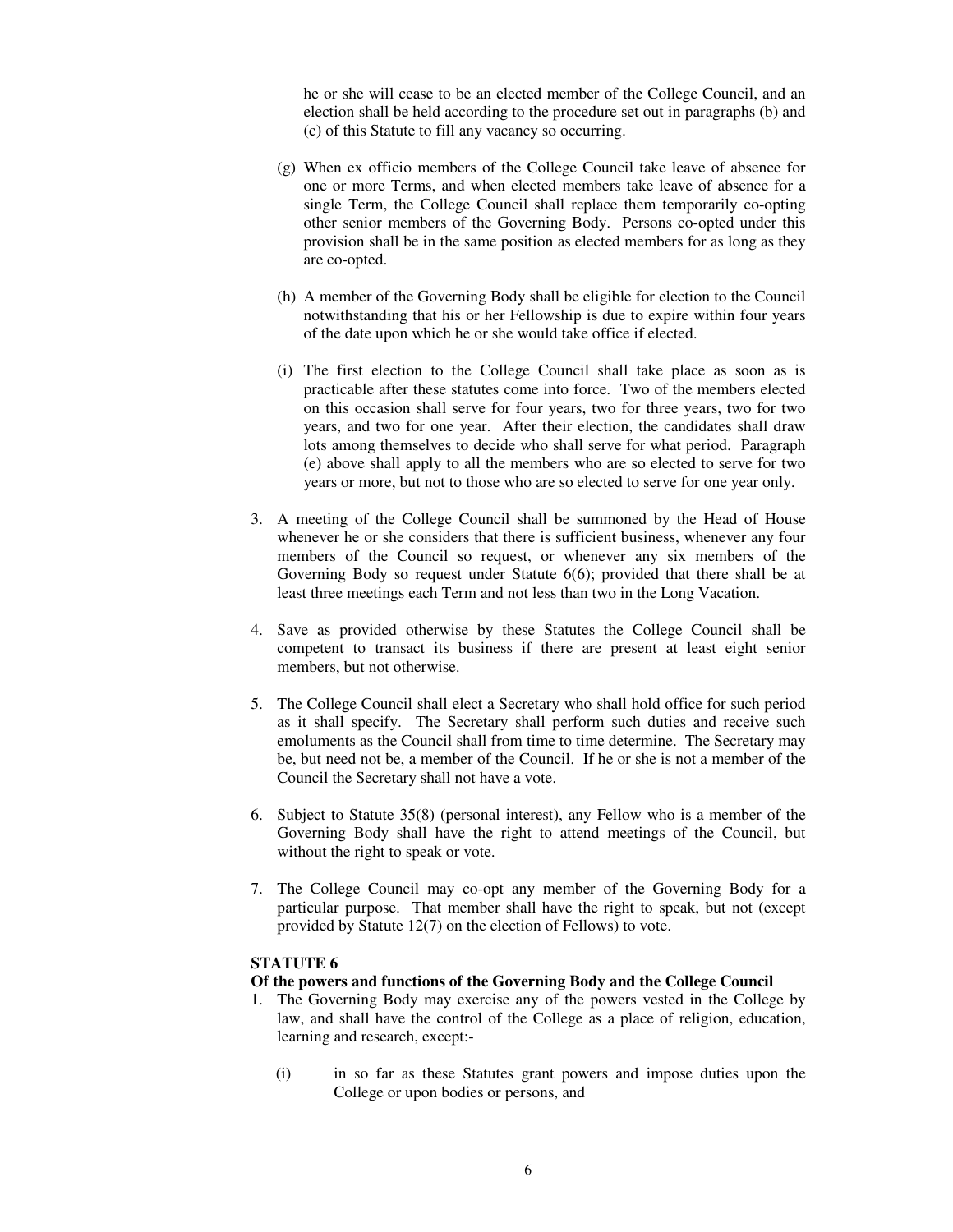he or she will cease to be an elected member of the College Council, and an election shall be held according to the procedure set out in paragraphs (b) and (c) of this Statute to fill any vacancy so occurring.

(g) When ex officio members of the College Council take leave of absence for one or more Terms, and when elected members take leave of absence for a single Term, the College Council shall replace them temporarily co-opting other senior members of the Governing Body. Persons co-opted under this provision shall be in the same position as elected members for as long as they are co-opted.

(h) A member of the Governing Body shall be eligible for election to the Council notwithstanding that his or her Fellowship is due to expire within four years of the date upon which he or she would take office if elected.

(i) The first election to the College Council shall take place as soon as is practicable after these statutes come into force. Two of the members elected on this occasion shall serve for four years, two for three years, two for two years, and two for one year. After their election, the candidates shall draw lots among themselves to decide who shall serve for what period. Paragraph (e) above shall apply to all the members who are so elected to serve for two years or more, but not to those who are so elected to serve for one year only.

3. A meeting of the College Council shall be summoned by the Head of House whenever he or she considers that there is sufficient business, whenever any four members of the Council so request, or whenever any six members of the Governing Body so request under Statute 6(6); provided that there shall be at least three meetings each Term and not less than two in the Long Vacation.

4. Save as provided otherwise by these Statutes the College Council shall be competent to transact its business if there are present at least eight senior members, but not otherwise.

5. The College Council shall elect a Secretary who shall hold office for such period as it shall specify. The Secretary shall perform such duties and receive such emoluments as the Council shall from time to time determine. The Secretary may be, but need not be, a member of the Council. If he or she is not a member of the Council the Secretary shall not have a vote.

6. Subject to Statute 35(8) (personal interest), any Fellow who is a member of the Governing Body shall have the right to attend meetings of the Council, but without the right to speak or vote.

7. The College Council may co-opt any member of the Governing Body for a particular purpose. That member shall have the right to speak, but not (except provided by Statute 12(7) on the election of Fellows) to vote.

**STATUTE 6**

**Of the powers and functions of the Governing Body and the College Council**

1. The Governing Body may exercise any of the powers vested in the College by law, and shall have the control of the College as a place of religion, education, learning and research, except:-

   (i) in so far as these Statutes grant powers and impose duties upon the College or upon bodies or persons, and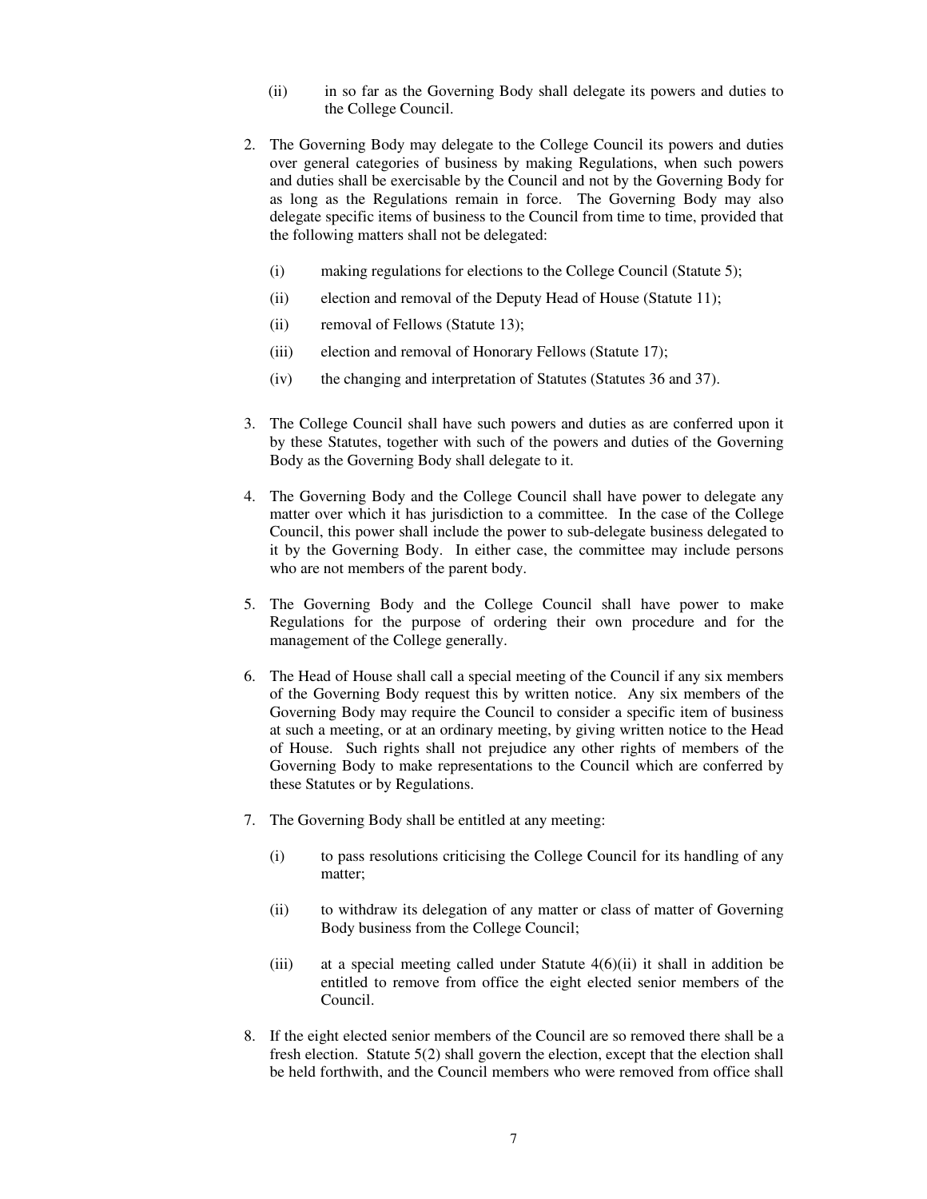(ii) in so far as the Governing Body shall delegate its powers and duties to the College Council.

2. The Governing Body may delegate to the College Council its powers and duties over general categories of business by making Regulations, when such powers and duties shall be exercisable by the Council and not by the Governing Body for as long as the Regulations remain in force. The Governing Body may also delegate specific items of business to the Council from time to time, provided that the following matters shall not be delegated:

   (i) making regulations for elections to the College Council (Statute 5);

   (ii) election and removal of the Deputy Head of House (Statute 11);

   (ii) removal of Fellows (Statute 13);

   (iii) election and removal of Honorary Fellows (Statute 17);

   (iv) the changing and interpretation of Statutes (Statutes 36 and 37).

3. The College Council shall have such powers and duties as are conferred upon it by these Statutes, together with such of the powers and duties of the Governing Body as the Governing Body shall delegate to it.

4. The Governing Body and the College Council shall have power to delegate any matter over which it has jurisdiction to a committee. In the case of the College Council, this power shall include the power to sub-delegate business delegated to it by the Governing Body. In either case, the committee may include persons who are not members of the parent body.

5. The Governing Body and the College Council shall have power to make Regulations for the purpose of ordering their own procedure and for the management of the College generally.

6. The Head of House shall call a special meeting of the Council if any six members of the Governing Body request this by written notice. Any six members of the Governing Body may require the Council to consider a specific item of business at such a meeting, or at an ordinary meeting, by giving written notice to the Head of House. Such rights shall not prejudice any other rights of members of the Governing Body to make representations to the Council which are conferred by these Statutes or by Regulations.

7. The Governing Body shall be entitled at any meeting:

   (i) to pass resolutions criticising the College Council for its handling of any matter;

   (ii) to withdraw its delegation of any matter or class of matter of Governing Body business from the College Council;

   (iii) at a special meeting called under Statute 4(6)(ii) it shall in addition be entitled to remove from office the eight elected senior members of the Council.

8. If the eight elected senior members of the Council are so removed there shall be a fresh election. Statute 5(2) shall govern the election, except that the election shall be held forthwith, and the Council members who were removed from office shall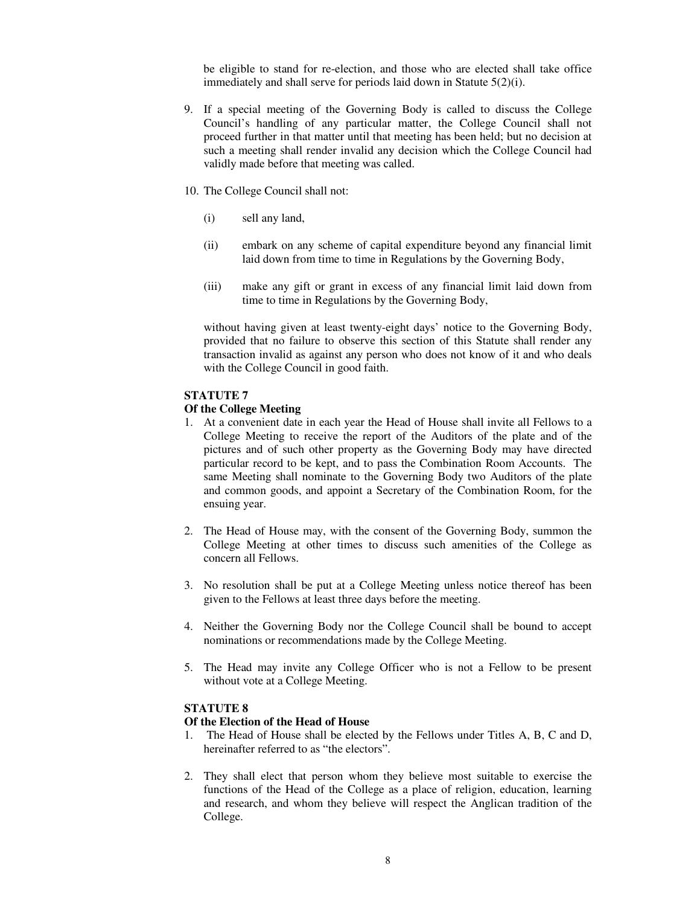be eligible to stand for re-election, and those who are elected shall take office immediately and shall serve for periods laid down in Statute 5(2)(i).

9. If a special meeting of the Governing Body is called to discuss the College Council's handling of any particular matter, the College Council shall not proceed further in that matter until that meeting has been held; but no decision at such a meeting shall render invalid any decision which the College Council had validly made before that meeting was called.

10. The College Council shall not:

    (i) sell any land,

    (ii) embark on any scheme of capital expenditure beyond any financial limit laid down from time to time in Regulations by the Governing Body,

    (iii) make any gift or grant in excess of any financial limit laid down from time to time in Regulations by the Governing Body,

    without having given at least twenty-eight days' notice to the Governing Body, provided that no failure to observe this section of this Statute shall render any transaction invalid as against any person who does not know of it and who deals with the College Council in good faith.

**STATUTE 7**
**Of the College Meeting**

1. At a convenient date in each year the Head of House shall invite all Fellows to a College Meeting to receive the report of the Auditors of the plate and of the pictures and of such other property as the Governing Body may have directed particular record to be kept, and to pass the Combination Room Accounts. The same Meeting shall nominate to the Governing Body two Auditors of the plate and common goods, and appoint a Secretary of the Combination Room, for the ensuing year.

2. The Head of House may, with the consent of the Governing Body, summon the College Meeting at other times to discuss such amenities of the College as concern all Fellows.

3. No resolution shall be put at a College Meeting unless notice thereof has been given to the Fellows at least three days before the meeting.

4. Neither the Governing Body nor the College Council shall be bound to accept nominations or recommendations made by the College Meeting.

5. The Head may invite any College Officer who is not a Fellow to be present without vote at a College Meeting.

**STATUTE 8**
**Of the Election of the Head of House**

1. The Head of House shall be elected by the Fellows under Titles A, B, C and D, hereinafter referred to as "the electors".

2. They shall elect that person whom they believe most suitable to exercise the functions of the Head of the College as a place of religion, education, learning and research, and whom they believe will respect the Anglican tradition of the College.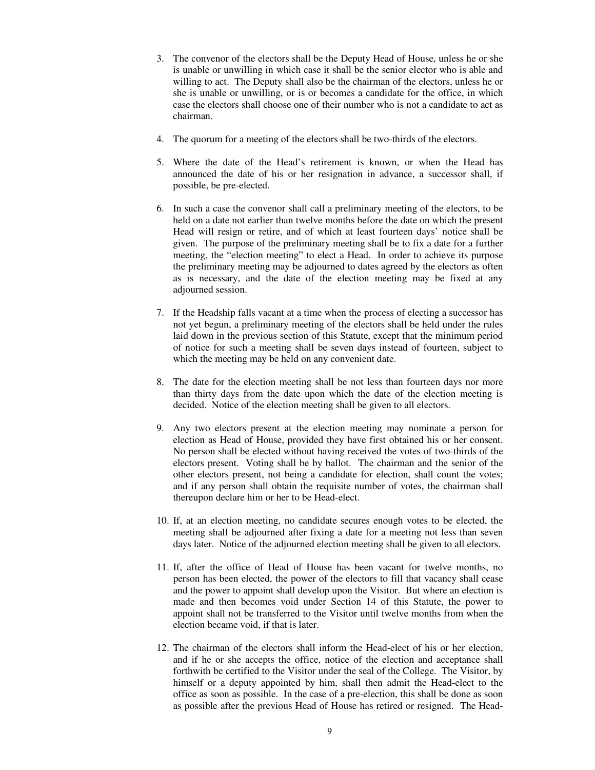3. The convenor of the electors shall be the Deputy Head of House, unless he or she is unable or unwilling in which case it shall be the senior elector who is able and willing to act. The Deputy shall also be the chairman of the electors, unless he or she is unable or unwilling, or is or becomes a candidate for the office, in which case the electors shall choose one of their number who is not a candidate to act as chairman.

4. The quorum for a meeting of the electors shall be two-thirds of the electors.

5. Where the date of the Head's retirement is known, or when the Head has announced the date of his or her resignation in advance, a successor shall, if possible, be pre-elected.

6. In such a case the convenor shall call a preliminary meeting of the electors, to be held on a date not earlier than twelve months before the date on which the present Head will resign or retire, and of which at least fourteen days' notice shall be given. The purpose of the preliminary meeting shall be to fix a date for a further meeting, the "election meeting" to elect a Head. In order to achieve its purpose the preliminary meeting may be adjourned to dates agreed by the electors as often as is necessary, and the date of the election meeting may be fixed at any adjourned session.

7. If the Headship falls vacant at a time when the process of electing a successor has not yet begun, a preliminary meeting of the electors shall be held under the rules laid down in the previous section of this Statute, except that the minimum period of notice for such a meeting shall be seven days instead of fourteen, subject to which the meeting may be held on any convenient date.

8. The date for the election meeting shall be not less than fourteen days nor more than thirty days from the date upon which the date of the election meeting is decided. Notice of the election meeting shall be given to all electors.

9. Any two electors present at the election meeting may nominate a person for election as Head of House, provided they have first obtained his or her consent. No person shall be elected without having received the votes of two-thirds of the electors present. Voting shall be by ballot. The chairman and the senior of the other electors present, not being a candidate for election, shall count the votes; and if any person shall obtain the requisite number of votes, the chairman shall thereupon declare him or her to be Head-elect.

10. If, at an election meeting, no candidate secures enough votes to be elected, the meeting shall be adjourned after fixing a date for a meeting not less than seven days later. Notice of the adjourned election meeting shall be given to all electors.

11. If, after the office of Head of House has been vacant for twelve months, no person has been elected, the power of the electors to fill that vacancy shall cease and the power to appoint shall develop upon the Visitor. But where an election is made and then becomes void under Section 14 of this Statute, the power to appoint shall not be transferred to the Visitor until twelve months from when the election became void, if that is later.

12. The chairman of the electors shall inform the Head-elect of his or her election, and if he or she accepts the office, notice of the election and acceptance shall forthwith be certified to the Visitor under the seal of the College. The Visitor, by himself or a deputy appointed by him, shall then admit the Head-elect to the office as soon as possible. In the case of a pre-election, this shall be done as soon as possible after the previous Head of House has retired or resigned. The Head-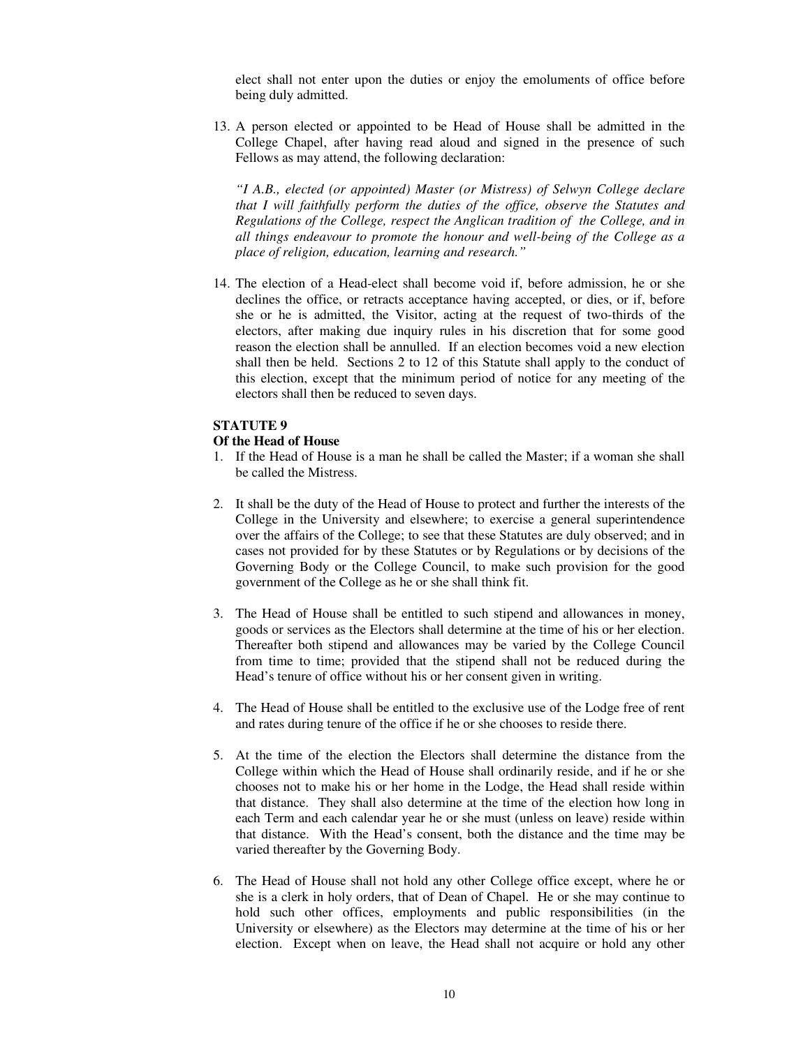elect shall not enter upon the duties or enjoy the emoluments of office before being duly admitted.

13. A person elected or appointed to be Head of House shall be admitted in the College Chapel, after having read aloud and signed in the presence of such Fellows as may attend, the following declaration:

    *"I A.B., elected (or appointed) Master (or Mistress) of Selwyn College declare that I will faithfully perform the duties of the office, observe the Statutes and Regulations of the College, respect the Anglican tradition of the College, and in all things endeavour to promote the honour and well-being of the College as a place of religion, education, learning and research."*

14. The election of a Head-elect shall become void if, before admission, he or she declines the office, or retracts acceptance having accepted, or dies, or if, before she or he is admitted, the Visitor, acting at the request of two-thirds of the electors, after making due inquiry rules in his discretion that for some good reason the election shall be annulled. If an election becomes void a new election shall then be held. Sections 2 to 12 of this Statute shall apply to the conduct of this election, except that the minimum period of notice for any meeting of the electors shall then be reduced to seven days.

**STATUTE 9**

**Of the Head of House**

1. If the Head of House is a man he shall be called the Master; if a woman she shall be called the Mistress.

2. It shall be the duty of the Head of House to protect and further the interests of the College in the University and elsewhere; to exercise a general superintendence over the affairs of the College; to see that these Statutes are duly observed; and in cases not provided for by these Statutes or by Regulations or by decisions of the Governing Body or the College Council, to make such provision for the good government of the College as he or she shall think fit.

3. The Head of House shall be entitled to such stipend and allowances in money, goods or services as the Electors shall determine at the time of his or her election. Thereafter both stipend and allowances may be varied by the College Council from time to time; provided that the stipend shall not be reduced during the Head's tenure of office without his or her consent given in writing.

4. The Head of House shall be entitled to the exclusive use of the Lodge free of rent and rates during tenure of the office if he or she chooses to reside there.

5. At the time of the election the Electors shall determine the distance from the College within which the Head of House shall ordinarily reside, and if he or she chooses not to make his or her home in the Lodge, the Head shall reside within that distance. They shall also determine at the time of the election how long in each Term and each calendar year he or she must (unless on leave) reside within that distance. With the Head's consent, both the distance and the time may be varied thereafter by the Governing Body.

6. The Head of House shall not hold any other College office except, where he or she is a clerk in holy orders, that of Dean of Chapel. He or she may continue to hold such other offices, employments and public responsibilities (in the University or elsewhere) as the Electors may determine at the time of his or her election. Except when on leave, the Head shall not acquire or hold any other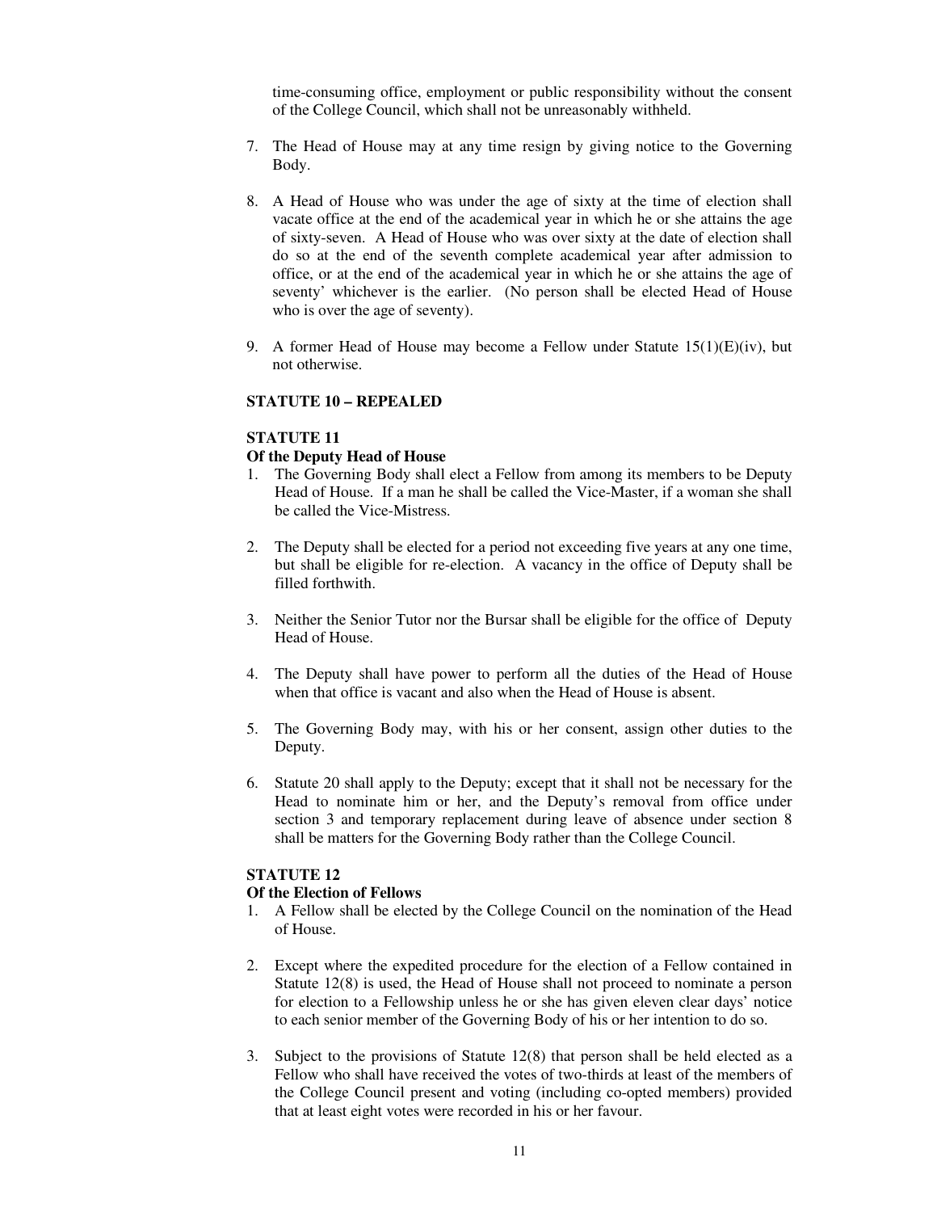time-consuming office, employment or public responsibility without the consent of the College Council, which shall not be unreasonably withheld.

7. The Head of House may at any time resign by giving notice to the Governing Body.

8. A Head of House who was under the age of sixty at the time of election shall vacate office at the end of the academical year in which he or she attains the age of sixty-seven. A Head of House who was over sixty at the date of election shall do so at the end of the seventh complete academical year after admission to office, or at the end of the academical year in which he or she attains the age of seventy' whichever is the earlier. (No person shall be elected Head of House who is over the age of seventy).

9. A former Head of House may become a Fellow under Statute 15(1)(E)(iv), but not otherwise.

**STATUTE 10 – REPEALED**

**STATUTE 11**

**Of the Deputy Head of House**

1. The Governing Body shall elect a Fellow from among its members to be Deputy Head of House. If a man he shall be called the Vice-Master, if a woman she shall be called the Vice-Mistress.

2. The Deputy shall be elected for a period not exceeding five years at any one time, but shall be eligible for re-election. A vacancy in the office of Deputy shall be filled forthwith.

3. Neither the Senior Tutor nor the Bursar shall be eligible for the office of Deputy Head of House.

4. The Deputy shall have power to perform all the duties of the Head of House when that office is vacant and also when the Head of House is absent.

5. The Governing Body may, with his or her consent, assign other duties to the Deputy.

6. Statute 20 shall apply to the Deputy; except that it shall not be necessary for the Head to nominate him or her, and the Deputy's removal from office under section 3 and temporary replacement during leave of absence under section 8 shall be matters for the Governing Body rather than the College Council.

**STATUTE 12**

**Of the Election of Fellows**

1. A Fellow shall be elected by the College Council on the nomination of the Head of House.

2. Except where the expedited procedure for the election of a Fellow contained in Statute 12(8) is used, the Head of House shall not proceed to nominate a person for election to a Fellowship unless he or she has given eleven clear days' notice to each senior member of the Governing Body of his or her intention to do so.

3. Subject to the provisions of Statute 12(8) that person shall be held elected as a Fellow who shall have received the votes of two-thirds at least of the members of the College Council present and voting (including co-opted members) provided that at least eight votes were recorded in his or her favour.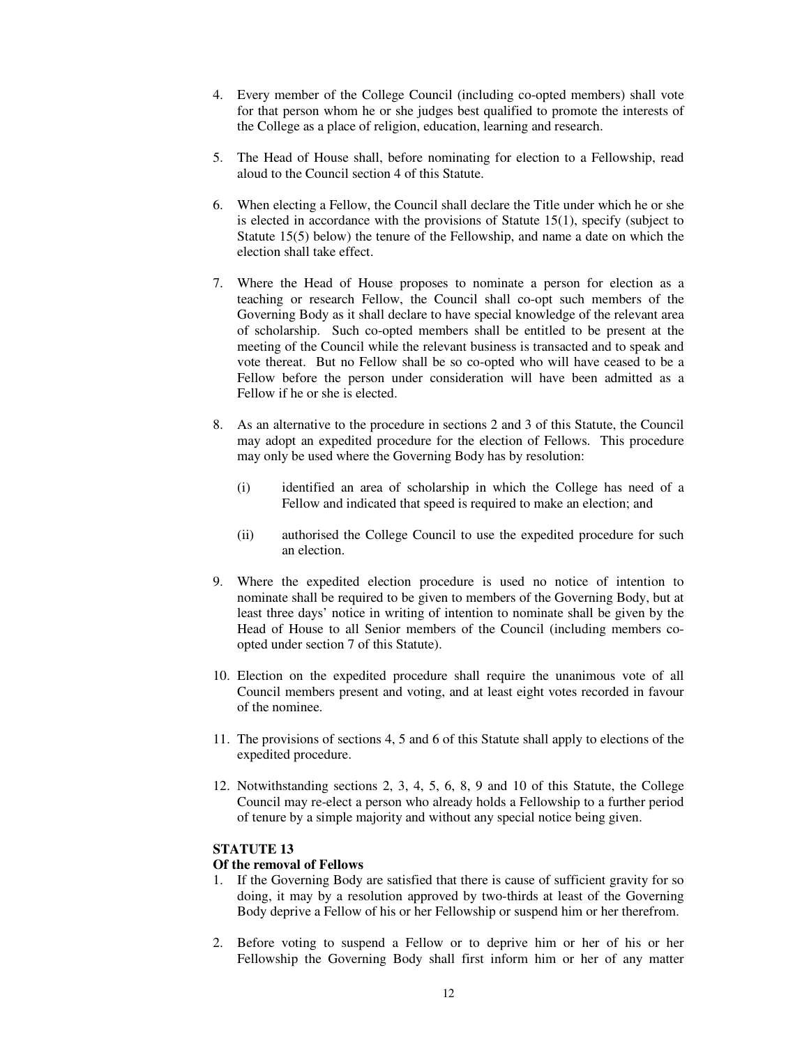4. Every member of the College Council (including co-opted members) shall vote for that person whom he or she judges best qualified to promote the interests of the College as a place of religion, education, learning and research.

5. The Head of House shall, before nominating for election to a Fellowship, read aloud to the Council section 4 of this Statute.

6. When electing a Fellow, the Council shall declare the Title under which he or she is elected in accordance with the provisions of Statute 15(1), specify (subject to Statute 15(5) below) the tenure of the Fellowship, and name a date on which the election shall take effect.

7. Where the Head of House proposes to nominate a person for election as a teaching or research Fellow, the Council shall co-opt such members of the Governing Body as it shall declare to have special knowledge of the relevant area of scholarship. Such co-opted members shall be entitled to be present at the meeting of the Council while the relevant business is transacted and to speak and vote thereat. But no Fellow shall be so co-opted who will have ceased to be a Fellow before the person under consideration will have been admitted as a Fellow if he or she is elected.

8. As an alternative to the procedure in sections 2 and 3 of this Statute, the Council may adopt an expedited procedure for the election of Fellows. This procedure may only be used where the Governing Body has by resolution:

   (i) identified an area of scholarship in which the College has need of a Fellow and indicated that speed is required to make an election; and

   (ii) authorised the College Council to use the expedited procedure for such an election.

9. Where the expedited election procedure is used no notice of intention to nominate shall be required to be given to members of the Governing Body, but at least three days' notice in writing of intention to nominate shall be given by the Head of House to all Senior members of the Council (including members co-opted under section 7 of this Statute).

10. Election on the expedited procedure shall require the unanimous vote of all Council members present and voting, and at least eight votes recorded in favour of the nominee.

11. The provisions of sections 4, 5 and 6 of this Statute shall apply to elections of the expedited procedure.

12. Notwithstanding sections 2, 3, 4, 5, 6, 8, 9 and 10 of this Statute, the College Council may re-elect a person who already holds a Fellowship to a further period of tenure by a simple majority and without any special notice being given.

**STATUTE 13**

**Of the removal of Fellows**

1. If the Governing Body are satisfied that there is cause of sufficient gravity for so doing, it may by a resolution approved by two-thirds at least of the Governing Body deprive a Fellow of his or her Fellowship or suspend him or her therefrom.

2. Before voting to suspend a Fellow or to deprive him or her of his or her Fellowship the Governing Body shall first inform him or her of any matter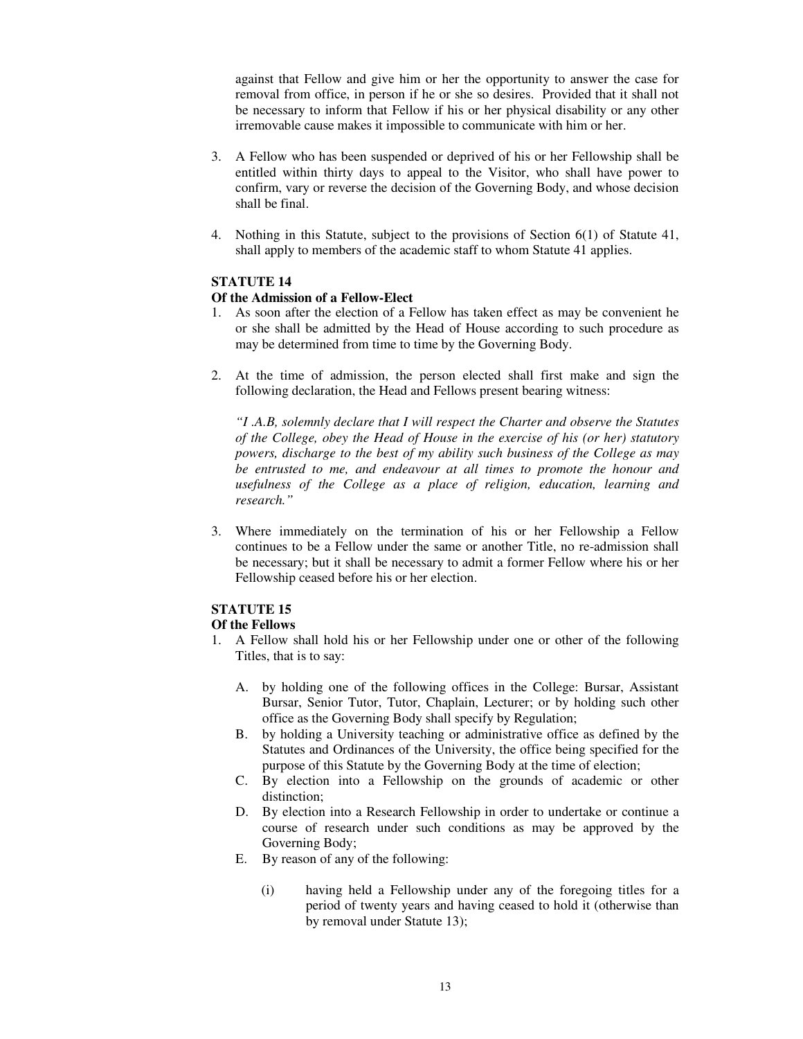against that Fellow and give him or her the opportunity to answer the case for removal from office, in person if he or she so desires. Provided that it shall not be necessary to inform that Fellow if his or her physical disability or any other irremovable cause makes it impossible to communicate with him or her.

3. A Fellow who has been suspended or deprived of his or her Fellowship shall be entitled within thirty days to appeal to the Visitor, who shall have power to confirm, vary or reverse the decision of the Governing Body, and whose decision shall be final.

4. Nothing in this Statute, subject to the provisions of Section 6(1) of Statute 41, shall apply to members of the academic staff to whom Statute 41 applies.

**STATUTE 14**

**Of the Admission of a Fellow-Elect**

1. As soon after the election of a Fellow has taken effect as may be convenient he or she shall be admitted by the Head of House according to such procedure as may be determined from time to time by the Governing Body.

2. At the time of admission, the person elected shall first make and sign the following declaration, the Head and Fellows present bearing witness:

   *"I .A.B, solemnly declare that I will respect the Charter and observe the Statutes of the College, obey the Head of House in the exercise of his (or her) statutory powers, discharge to the best of my ability such business of the College as may be entrusted to me, and endeavour at all times to promote the honour and usefulness of the College as a place of religion, education, learning and research."*

3. Where immediately on the termination of his or her Fellowship a Fellow continues to be a Fellow under the same or another Title, no re-admission shall be necessary; but it shall be necessary to admit a former Fellow where his or her Fellowship ceased before his or her election.

**STATUTE 15**

**Of the Fellows**

1. A Fellow shall hold his or her Fellowship under one or other of the following Titles, that is to say:

   A. by holding one of the following offices in the College: Bursar, Assistant Bursar, Senior Tutor, Tutor, Chaplain, Lecturer; or by holding such other office as the Governing Body shall specify by Regulation;
   B. by holding a University teaching or administrative office as defined by the Statutes and Ordinances of the University, the office being specified for the purpose of this Statute by the Governing Body at the time of election;
   C. By election into a Fellowship on the grounds of academic or other distinction;
   D. By election into a Research Fellowship in order to undertake or continue a course of research under such conditions as may be approved by the Governing Body;
   E. By reason of any of the following:

      (i) having held a Fellowship under any of the foregoing titles for a period of twenty years and having ceased to hold it (otherwise than by removal under Statute 13);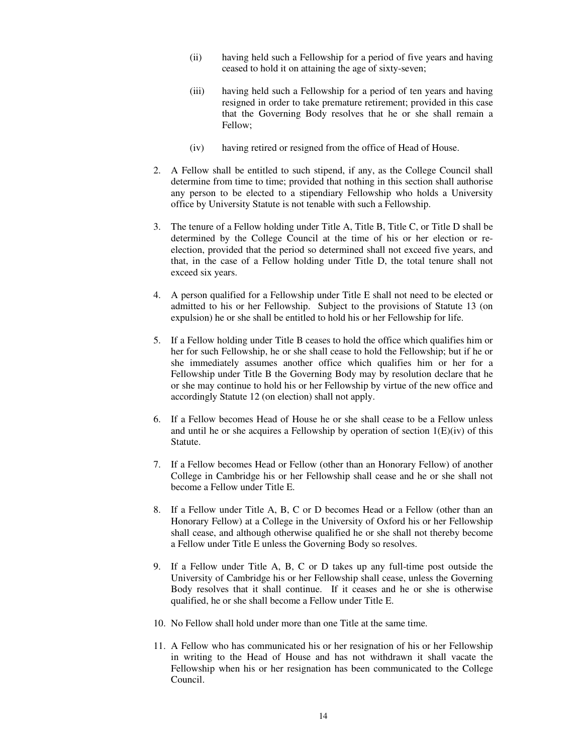(ii) having held such a Fellowship for a period of five years and having ceased to hold it on attaining the age of sixty-seven;

(iii) having held such a Fellowship for a period of ten years and having resigned in order to take premature retirement; provided in this case that the Governing Body resolves that he or she shall remain a Fellow;

(iv) having retired or resigned from the office of Head of House.

2. A Fellow shall be entitled to such stipend, if any, as the College Council shall determine from time to time; provided that nothing in this section shall authorise any person to be elected to a stipendiary Fellowship who holds a University office by University Statute is not tenable with such a Fellowship.

3. The tenure of a Fellow holding under Title A, Title B, Title C, or Title D shall be determined by the College Council at the time of his or her election or re-election, provided that the period so determined shall not exceed five years, and that, in the case of a Fellow holding under Title D, the total tenure shall not exceed six years.

4. A person qualified for a Fellowship under Title E shall not need to be elected or admitted to his or her Fellowship. Subject to the provisions of Statute 13 (on expulsion) he or she shall be entitled to hold his or her Fellowship for life.

5. If a Fellow holding under Title B ceases to hold the office which qualifies him or her for such Fellowship, he or she shall cease to hold the Fellowship; but if he or she immediately assumes another office which qualifies him or her for a Fellowship under Title B the Governing Body may by resolution declare that he or she may continue to hold his or her Fellowship by virtue of the new office and accordingly Statute 12 (on election) shall not apply.

6. If a Fellow becomes Head of House he or she shall cease to be a Fellow unless and until he or she acquires a Fellowship by operation of section 1(E)(iv) of this Statute.

7. If a Fellow becomes Head or Fellow (other than an Honorary Fellow) of another College in Cambridge his or her Fellowship shall cease and he or she shall not become a Fellow under Title E.

8. If a Fellow under Title A, B, C or D becomes Head or a Fellow (other than an Honorary Fellow) at a College in the University of Oxford his or her Fellowship shall cease, and although otherwise qualified he or she shall not thereby become a Fellow under Title E unless the Governing Body so resolves.

9. If a Fellow under Title A, B, C or D takes up any full-time post outside the University of Cambridge his or her Fellowship shall cease, unless the Governing Body resolves that it shall continue. If it ceases and he or she is otherwise qualified, he or she shall become a Fellow under Title E.

10. No Fellow shall hold under more than one Title at the same time.

11. A Fellow who has communicated his or her resignation of his or her Fellowship in writing to the Head of House and has not withdrawn it shall vacate the Fellowship when his or her resignation has been communicated to the College Council.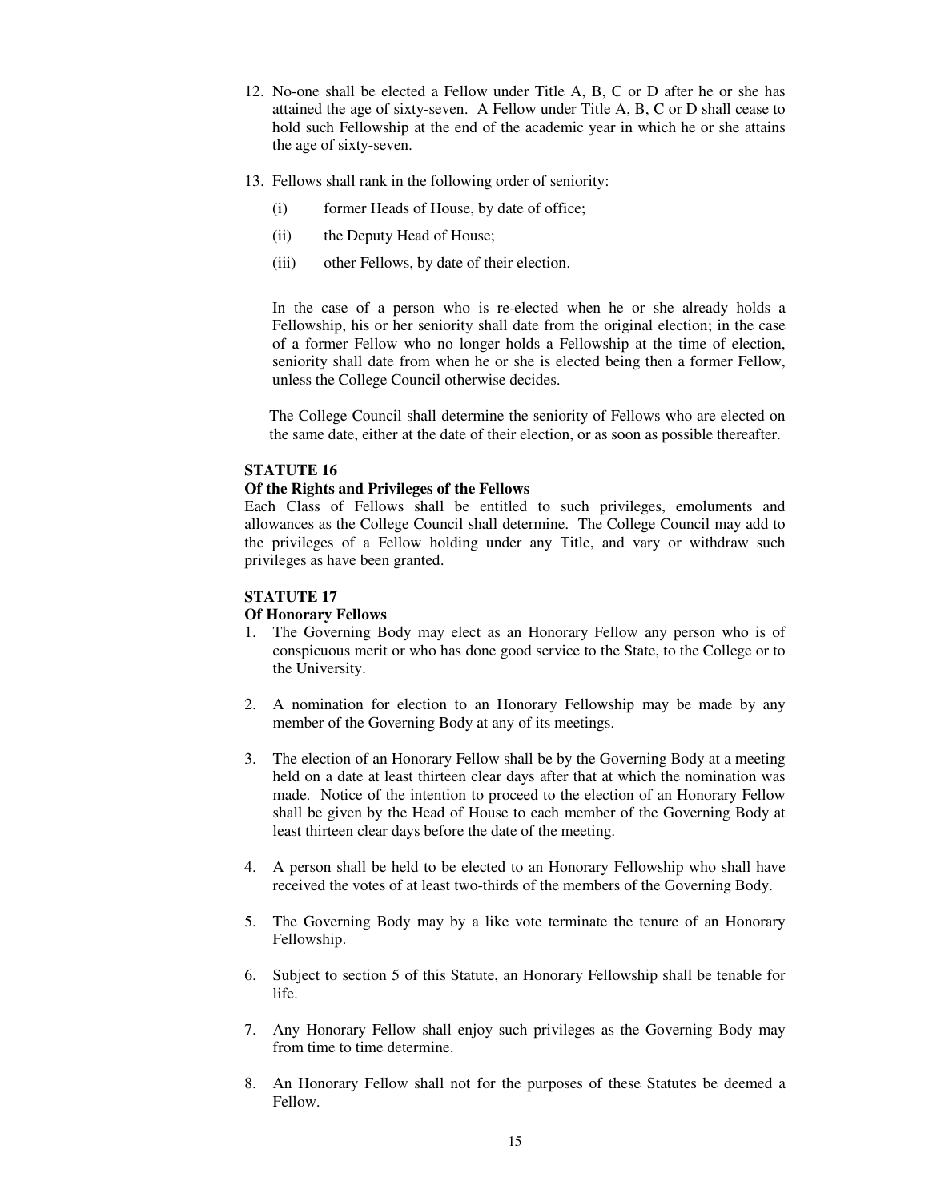12. No-one shall be elected a Fellow under Title A, B, C or D after he or she has attained the age of sixty-seven. A Fellow under Title A, B, C or D shall cease to hold such Fellowship at the end of the academic year in which he or she attains the age of sixty-seven.

13. Fellows shall rank in the following order of seniority:

    (i) former Heads of House, by date of office;

    (ii) the Deputy Head of House;

    (iii) other Fellows, by date of their election.

    In the case of a person who is re-elected when he or she already holds a Fellowship, his or her seniority shall date from the original election; in the case of a former Fellow who no longer holds a Fellowship at the time of election, seniority shall date from when he or she is elected being then a former Fellow, unless the College Council otherwise decides.

    The College Council shall determine the seniority of Fellows who are elected on the same date, either at the date of their election, or as soon as possible thereafter.

**STATUTE 16**

**Of the Rights and Privileges of the Fellows**

Each Class of Fellows shall be entitled to such privileges, emoluments and allowances as the College Council shall determine. The College Council may add to the privileges of a Fellow holding under any Title, and vary or withdraw such privileges as have been granted.

**STATUTE 17**

**Of Honorary Fellows**

1. The Governing Body may elect as an Honorary Fellow any person who is of conspicuous merit or who has done good service to the State, to the College or to the University.

2. A nomination for election to an Honorary Fellowship may be made by any member of the Governing Body at any of its meetings.

3. The election of an Honorary Fellow shall be by the Governing Body at a meeting held on a date at least thirteen clear days after that at which the nomination was made. Notice of the intention to proceed to the election of an Honorary Fellow shall be given by the Head of House to each member of the Governing Body at least thirteen clear days before the date of the meeting.

4. A person shall be held to be elected to an Honorary Fellowship who shall have received the votes of at least two-thirds of the members of the Governing Body.

5. The Governing Body may by a like vote terminate the tenure of an Honorary Fellowship.

6. Subject to section 5 of this Statute, an Honorary Fellowship shall be tenable for life.

7. Any Honorary Fellow shall enjoy such privileges as the Governing Body may from time to time determine.

8. An Honorary Fellow shall not for the purposes of these Statutes be deemed a Fellow.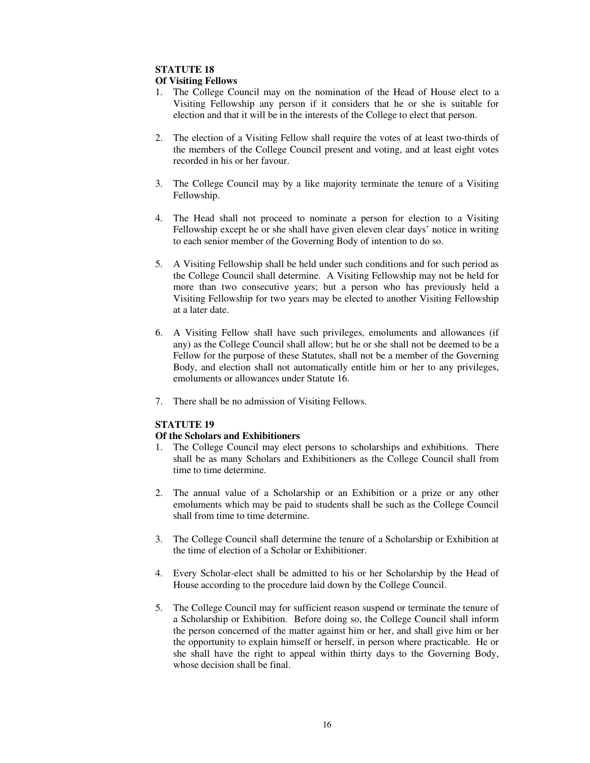### STATUTE 18
### Of Visiting Fellows

1. The College Council may on the nomination of the Head of House elect to a Visiting Fellowship any person if it considers that he or she is suitable for election and that it will be in the interests of the College to elect that person.

2. The election of a Visiting Fellow shall require the votes of at least two-thirds of the members of the College Council present and voting, and at least eight votes recorded in his or her favour.

3. The College Council may by a like majority terminate the tenure of a Visiting Fellowship.

4. The Head shall not proceed to nominate a person for election to a Visiting Fellowship except he or she shall have given eleven clear days' notice in writing to each senior member of the Governing Body of intention to do so.

5. A Visiting Fellowship shall be held under such conditions and for such period as the College Council shall determine. A Visiting Fellowship may not be held for more than two consecutive years; but a person who has previously held a Visiting Fellowship for two years may be elected to another Visiting Fellowship at a later date.

6. A Visiting Fellow shall have such privileges, emoluments and allowances (if any) as the College Council shall allow; but he or she shall not be deemed to be a Fellow for the purpose of these Statutes, shall not be a member of the Governing Body, and election shall not automatically entitle him or her to any privileges, emoluments or allowances under Statute 16.

7. There shall be no admission of Visiting Fellows.

### STATUTE 19
### Of the Scholars and Exhibitioners

1. The College Council may elect persons to scholarships and exhibitions. There shall be as many Scholars and Exhibitioners as the College Council shall from time to time determine.

2. The annual value of a Scholarship or an Exhibition or a prize or any other emoluments which may be paid to students shall be such as the College Council shall from time to time determine.

3. The College Council shall determine the tenure of a Scholarship or Exhibition at the time of election of a Scholar or Exhibitioner.

4. Every Scholar-elect shall be admitted to his or her Scholarship by the Head of House according to the procedure laid down by the College Council.

5. The College Council may for sufficient reason suspend or terminate the tenure of a Scholarship or Exhibition. Before doing so, the College Council shall inform the person concerned of the matter against him or her, and shall give him or her the opportunity to explain himself or herself, in person where practicable. He or she shall have the right to appeal within thirty days to the Governing Body, whose decision shall be final.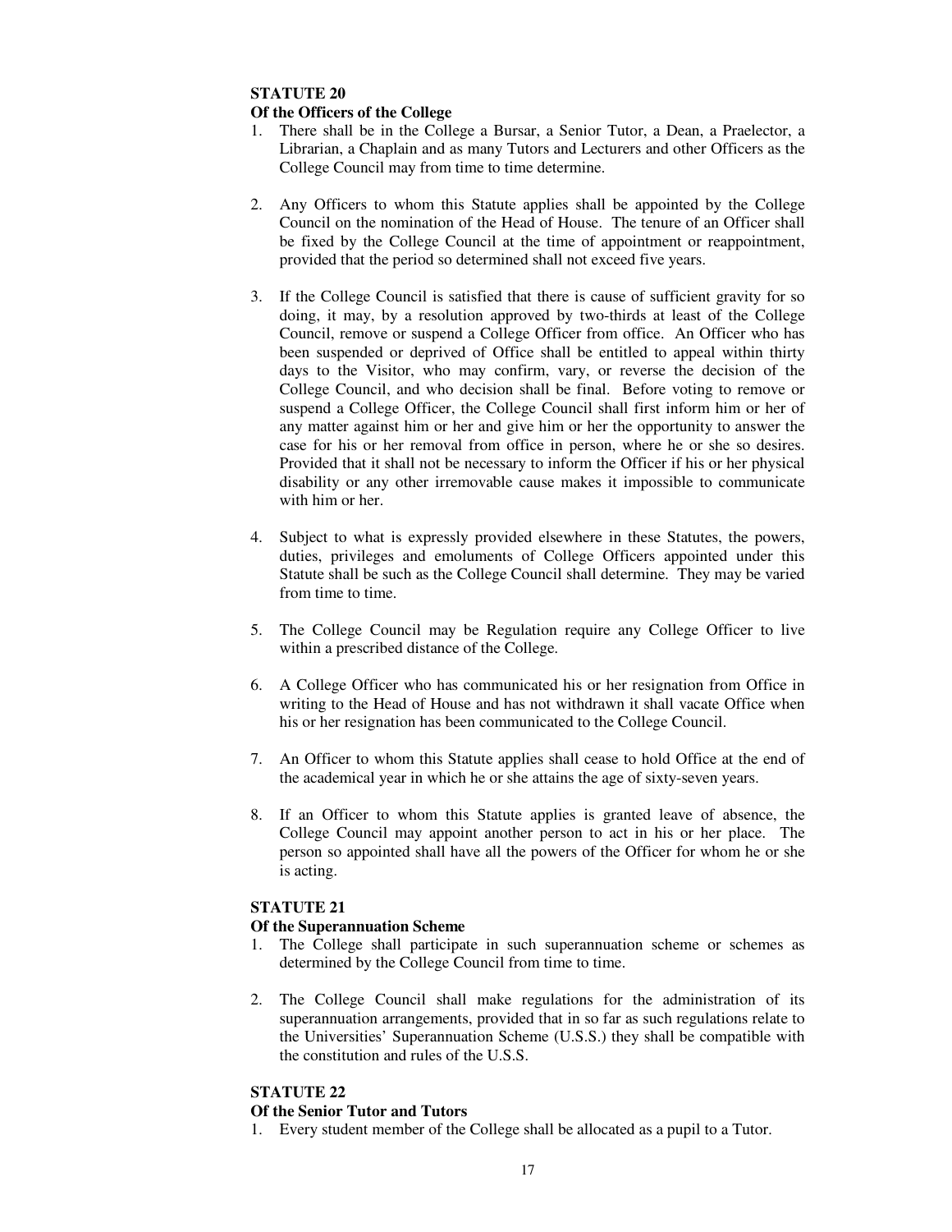## STATUTE 20

### Of the Officers of the College

1. There shall be in the College a Bursar, a Senior Tutor, a Dean, a Praelector, a Librarian, a Chaplain and as many Tutors and Lecturers and other Officers as the College Council may from time to time determine.

2. Any Officers to whom this Statute applies shall be appointed by the College Council on the nomination of the Head of House. The tenure of an Officer shall be fixed by the College Council at the time of appointment or reappointment, provided that the period so determined shall not exceed five years.

3. If the College Council is satisfied that there is cause of sufficient gravity for so doing, it may, by a resolution approved by two-thirds at least of the College Council, remove or suspend a College Officer from office. An Officer who has been suspended or deprived of Office shall be entitled to appeal within thirty days to the Visitor, who may confirm, vary, or reverse the decision of the College Council, and who decision shall be final. Before voting to remove or suspend a College Officer, the College Council shall first inform him or her of any matter against him or her and give him or her the opportunity to answer the case for his or her removal from office in person, where he or she so desires. Provided that it shall not be necessary to inform the Officer if his or her physical disability or any other irremovable cause makes it impossible to communicate with him or her.

4. Subject to what is expressly provided elsewhere in these Statutes, the powers, duties, privileges and emoluments of College Officers appointed under this Statute shall be such as the College Council shall determine. They may be varied from time to time.

5. The College Council may be Regulation require any College Officer to live within a prescribed distance of the College.

6. A College Officer who has communicated his or her resignation from Office in writing to the Head of House and has not withdrawn it shall vacate Office when his or her resignation has been communicated to the College Council.

7. An Officer to whom this Statute applies shall cease to hold Office at the end of the academical year in which he or she attains the age of sixty-seven years.

8. If an Officer to whom this Statute applies is granted leave of absence, the College Council may appoint another person to act in his or her place. The person so appointed shall have all the powers of the Officer for whom he or she is acting.

## STATUTE 21

### Of the Superannuation Scheme

1. The College shall participate in such superannuation scheme or schemes as determined by the College Council from time to time.

2. The College Council shall make regulations for the administration of its superannuation arrangements, provided that in so far as such regulations relate to the Universities' Superannuation Scheme (U.S.S.) they shall be compatible with the constitution and rules of the U.S.S.

## STATUTE 22

### Of the Senior Tutor and Tutors

1. Every student member of the College shall be allocated as a pupil to a Tutor.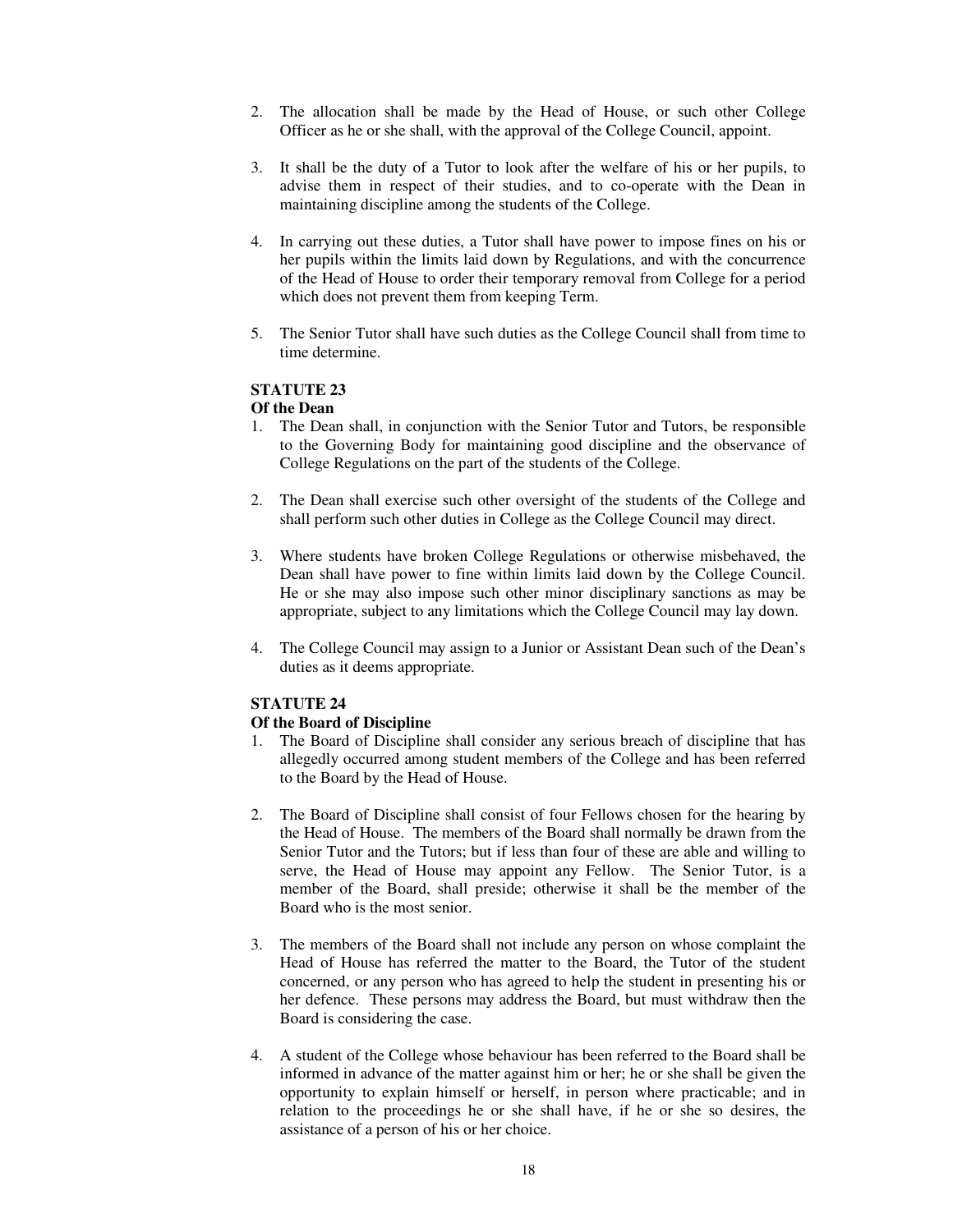2. The allocation shall be made by the Head of House, or such other College Officer as he or she shall, with the approval of the College Council, appoint.

3. It shall be the duty of a Tutor to look after the welfare of his or her pupils, to advise them in respect of their studies, and to co-operate with the Dean in maintaining discipline among the students of the College.

4. In carrying out these duties, a Tutor shall have power to impose fines on his or her pupils within the limits laid down by Regulations, and with the concurrence of the Head of House to order their temporary removal from College for a period which does not prevent them from keeping Term.

5. The Senior Tutor shall have such duties as the College Council shall from time to time determine.

**STATUTE 23**
**Of the Dean**

1. The Dean shall, in conjunction with the Senior Tutor and Tutors, be responsible to the Governing Body for maintaining good discipline and the observance of College Regulations on the part of the students of the College.

2. The Dean shall exercise such other oversight of the students of the College and shall perform such other duties in College as the College Council may direct.

3. Where students have broken College Regulations or otherwise misbehaved, the Dean shall have power to fine within limits laid down by the College Council. He or she may also impose such other minor disciplinary sanctions as may be appropriate, subject to any limitations which the College Council may lay down.

4. The College Council may assign to a Junior or Assistant Dean such of the Dean's duties as it deems appropriate.

**STATUTE 24**
**Of the Board of Discipline**

1. The Board of Discipline shall consider any serious breach of discipline that has allegedly occurred among student members of the College and has been referred to the Board by the Head of House.

2. The Board of Discipline shall consist of four Fellows chosen for the hearing by the Head of House. The members of the Board shall normally be drawn from the Senior Tutor and the Tutors; but if less than four of these are able and willing to serve, the Head of House may appoint any Fellow. The Senior Tutor, is a member of the Board, shall preside; otherwise it shall be the member of the Board who is the most senior.

3. The members of the Board shall not include any person on whose complaint the Head of House has referred the matter to the Board, the Tutor of the student concerned, or any person who has agreed to help the student in presenting his or her defence. These persons may address the Board, but must withdraw then the Board is considering the case.

4. A student of the College whose behaviour has been referred to the Board shall be informed in advance of the matter against him or her; he or she shall be given the opportunity to explain himself or herself, in person where practicable; and in relation to the proceedings he or she shall have, if he or she so desires, the assistance of a person of his or her choice.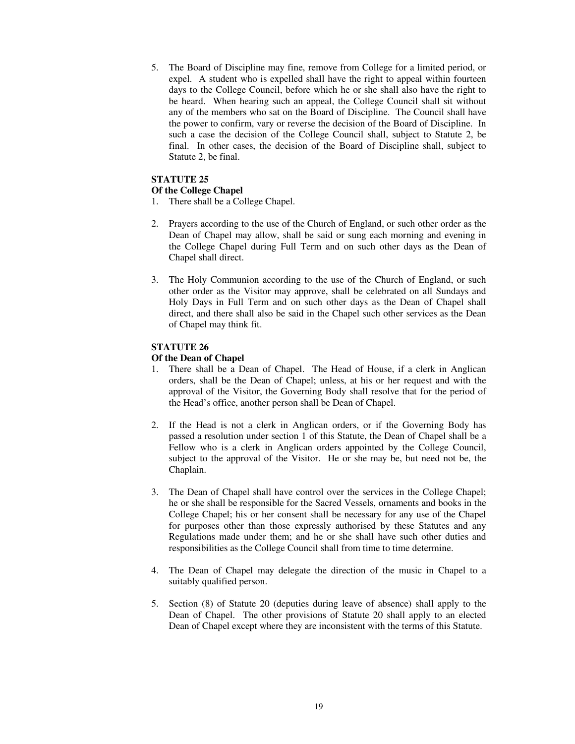5. The Board of Discipline may fine, remove from College for a limited period, or expel. A student who is expelled shall have the right to appeal within fourteen days to the College Council, before which he or she shall also have the right to be heard. When hearing such an appeal, the College Council shall sit without any of the members who sat on the Board of Discipline. The Council shall have the power to confirm, vary or reverse the decision of the Board of Discipline. In such a case the decision of the College Council shall, subject to Statute 2, be final. In other cases, the decision of the Board of Discipline shall, subject to Statute 2, be final.

**STATUTE 25**
**Of the College Chapel**

1. There shall be a College Chapel.

2. Prayers according to the use of the Church of England, or such other order as the Dean of Chapel may allow, shall be said or sung each morning and evening in the College Chapel during Full Term and on such other days as the Dean of Chapel shall direct.

3. The Holy Communion according to the use of the Church of England, or such other order as the Visitor may approve, shall be celebrated on all Sundays and Holy Days in Full Term and on such other days as the Dean of Chapel shall direct, and there shall also be said in the Chapel such other services as the Dean of Chapel may think fit.

**STATUTE 26**
**Of the Dean of Chapel**

1. There shall be a Dean of Chapel. The Head of House, if a clerk in Anglican orders, shall be the Dean of Chapel; unless, at his or her request and with the approval of the Visitor, the Governing Body shall resolve that for the period of the Head's office, another person shall be Dean of Chapel.

2. If the Head is not a clerk in Anglican orders, or if the Governing Body has passed a resolution under section 1 of this Statute, the Dean of Chapel shall be a Fellow who is a clerk in Anglican orders appointed by the College Council, subject to the approval of the Visitor. He or she may be, but need not be, the Chaplain.

3. The Dean of Chapel shall have control over the services in the College Chapel; he or she shall be responsible for the Sacred Vessels, ornaments and books in the College Chapel; his or her consent shall be necessary for any use of the Chapel for purposes other than those expressly authorised by these Statutes and any Regulations made under them; and he or she shall have such other duties and responsibilities as the College Council shall from time to time determine.

4. The Dean of Chapel may delegate the direction of the music in Chapel to a suitably qualified person.

5. Section (8) of Statute 20 (deputies during leave of absence) shall apply to the Dean of Chapel. The other provisions of Statute 20 shall apply to an elected Dean of Chapel except where they are inconsistent with the terms of this Statute.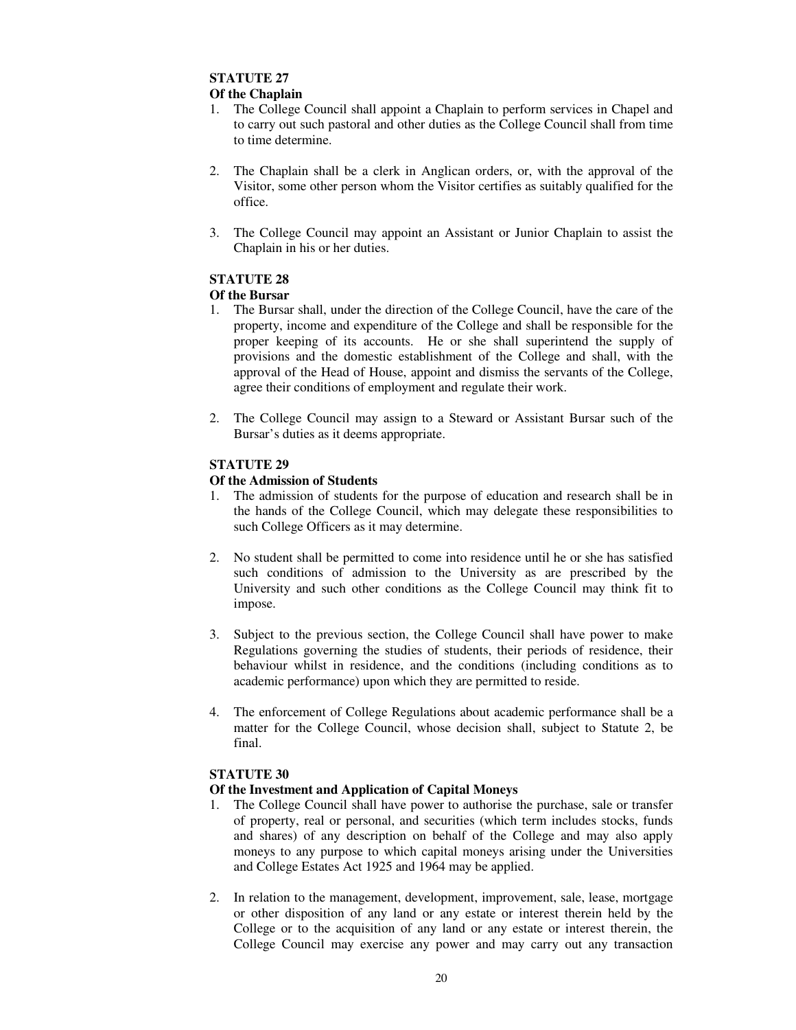**STATUTE 27**
**Of the Chaplain**

1. The College Council shall appoint a Chaplain to perform services in Chapel and to carry out such pastoral and other duties as the College Council shall from time to time determine.

2. The Chaplain shall be a clerk in Anglican orders, or, with the approval of the Visitor, some other person whom the Visitor certifies as suitably qualified for the office.

3. The College Council may appoint an Assistant or Junior Chaplain to assist the Chaplain in his or her duties.

**STATUTE 28**
**Of the Bursar**

1. The Bursar shall, under the direction of the College Council, have the care of the property, income and expenditure of the College and shall be responsible for the proper keeping of its accounts. He or she shall superintend the supply of provisions and the domestic establishment of the College and shall, with the approval of the Head of House, appoint and dismiss the servants of the College, agree their conditions of employment and regulate their work.

2. The College Council may assign to a Steward or Assistant Bursar such of the Bursar's duties as it deems appropriate.

**STATUTE 29**
**Of the Admission of Students**

1. The admission of students for the purpose of education and research shall be in the hands of the College Council, which may delegate these responsibilities to such College Officers as it may determine.

2. No student shall be permitted to come into residence until he or she has satisfied such conditions of admission to the University as are prescribed by the University and such other conditions as the College Council may think fit to impose.

3. Subject to the previous section, the College Council shall have power to make Regulations governing the studies of students, their periods of residence, their behaviour whilst in residence, and the conditions (including conditions as to academic performance) upon which they are permitted to reside.

4. The enforcement of College Regulations about academic performance shall be a matter for the College Council, whose decision shall, subject to Statute 2, be final.

**STATUTE 30**
**Of the Investment and Application of Capital Moneys**

1. The College Council shall have power to authorise the purchase, sale or transfer of property, real or personal, and securities (which term includes stocks, funds and shares) of any description on behalf of the College and may also apply moneys to any purpose to which capital moneys arising under the Universities and College Estates Act 1925 and 1964 may be applied.

2. In relation to the management, development, improvement, sale, lease, mortgage or other disposition of any land or any estate or interest therein held by the College or to the acquisition of any land or any estate or interest therein, the College Council may exercise any power and may carry out any transaction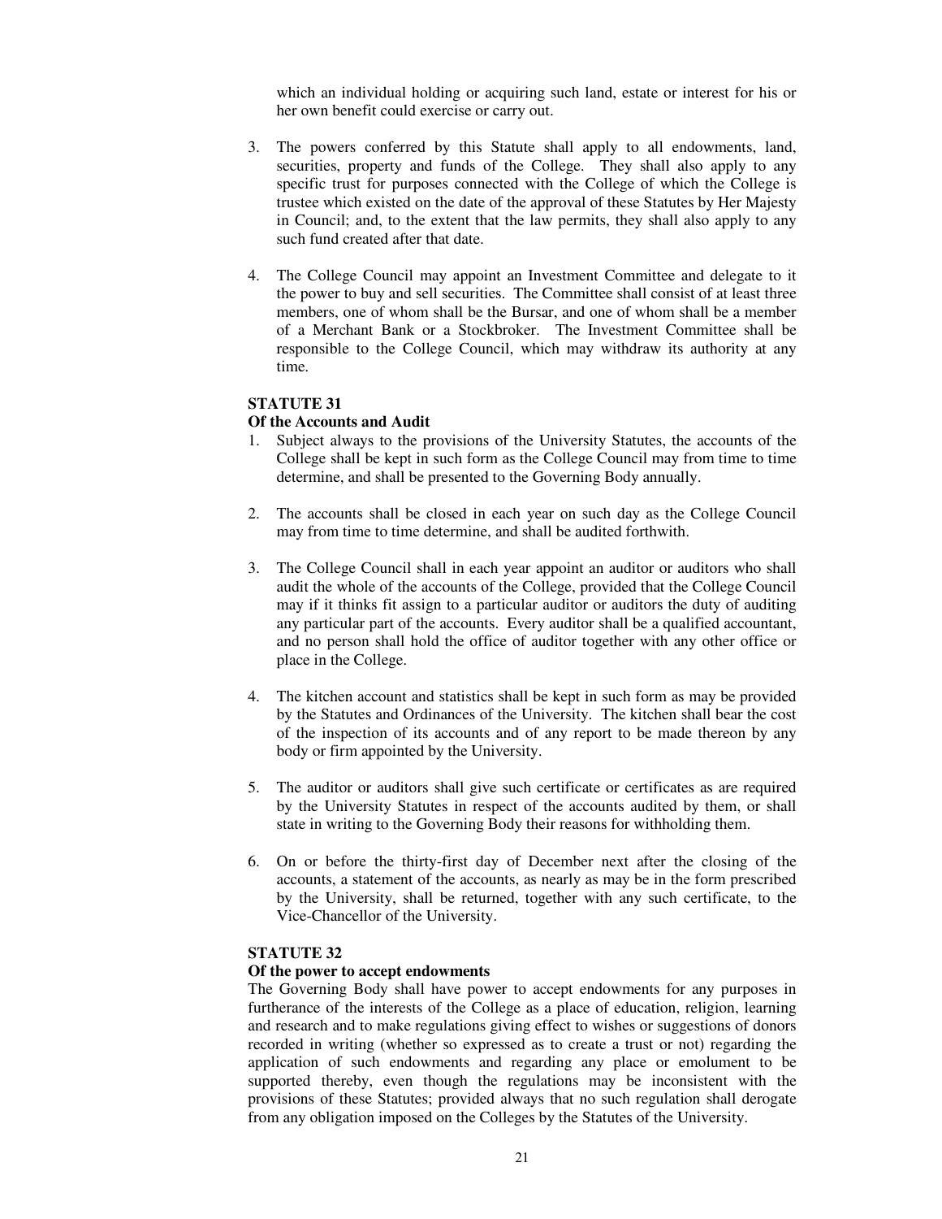which an individual holding or acquiring such land, estate or interest for his or her own benefit could exercise or carry out.

3. The powers conferred by this Statute shall apply to all endowments, land, securities, property and funds of the College. They shall also apply to any specific trust for purposes connected with the College of which the College is trustee which existed on the date of the approval of these Statutes by Her Majesty in Council; and, to the extent that the law permits, they shall also apply to any such fund created after that date.

4. The College Council may appoint an Investment Committee and delegate to it the power to buy and sell securities. The Committee shall consist of at least three members, one of whom shall be the Bursar, and one of whom shall be a member of a Merchant Bank or a Stockbroker. The Investment Committee shall be responsible to the College Council, which may withdraw its authority at any time.

**STATUTE 31**

**Of the Accounts and Audit**

1. Subject always to the provisions of the University Statutes, the accounts of the College shall be kept in such form as the College Council may from time to time determine, and shall be presented to the Governing Body annually.

2. The accounts shall be closed in each year on such day as the College Council may from time to time determine, and shall be audited forthwith.

3. The College Council shall in each year appoint an auditor or auditors who shall audit the whole of the accounts of the College, provided that the College Council may if it thinks fit assign to a particular auditor or auditors the duty of auditing any particular part of the accounts. Every auditor shall be a qualified accountant, and no person shall hold the office of auditor together with any other office or place in the College.

4. The kitchen account and statistics shall be kept in such form as may be provided by the Statutes and Ordinances of the University. The kitchen shall bear the cost of the inspection of its accounts and of any report to be made thereon by any body or firm appointed by the University.

5. The auditor or auditors shall give such certificate or certificates as are required by the University Statutes in respect of the accounts audited by them, or shall state in writing to the Governing Body their reasons for withholding them.

6. On or before the thirty-first day of December next after the closing of the accounts, a statement of the accounts, as nearly as may be in the form prescribed by the University, shall be returned, together with any such certificate, to the Vice-Chancellor of the University.

**STATUTE 32**

**Of the power to accept endowments**

The Governing Body shall have power to accept endowments for any purposes in furtherance of the interests of the College as a place of education, religion, learning and research and to make regulations giving effect to wishes or suggestions of donors recorded in writing (whether so expressed as to create a trust or not) regarding the application of such endowments and regarding any place or emolument to be supported thereby, even though the regulations may be inconsistent with the provisions of these Statutes; provided always that no such regulation shall derogate from any obligation imposed on the Colleges by the Statutes of the University.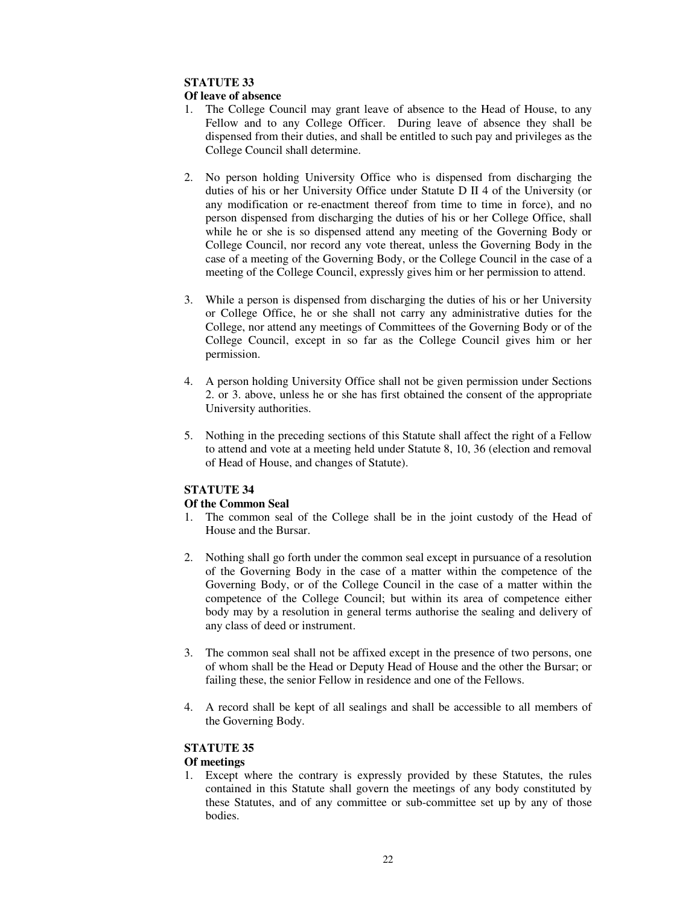## STATUTE 33

### Of leave of absence

1. The College Council may grant leave of absence to the Head of House, to any Fellow and to any College Officer. During leave of absence they shall be dispensed from their duties, and shall be entitled to such pay and privileges as the College Council shall determine.

2. No person holding University Office who is dispensed from discharging the duties of his or her University Office under Statute D II 4 of the University (or any modification or re-enactment thereof from time to time in force), and no person dispensed from discharging the duties of his or her College Office, shall while he or she is so dispensed attend any meeting of the Governing Body or College Council, nor record any vote thereat, unless the Governing Body in the case of a meeting of the Governing Body, or the College Council in the case of a meeting of the College Council, expressly gives him or her permission to attend.

3. While a person is dispensed from discharging the duties of his or her University or College Office, he or she shall not carry any administrative duties for the College, nor attend any meetings of Committees of the Governing Body or of the College Council, except in so far as the College Council gives him or her permission.

4. A person holding University Office shall not be given permission under Sections 2. or 3. above, unless he or she has first obtained the consent of the appropriate University authorities.

5. Nothing in the preceding sections of this Statute shall affect the right of a Fellow to attend and vote at a meeting held under Statute 8, 10, 36 (election and removal of Head of House, and changes of Statute).

## STATUTE 34

### Of the Common Seal

1. The common seal of the College shall be in the joint custody of the Head of House and the Bursar.

2. Nothing shall go forth under the common seal except in pursuance of a resolution of the Governing Body in the case of a matter within the competence of the Governing Body, or of the College Council in the case of a matter within the competence of the College Council; but within its area of competence either body may by a resolution in general terms authorise the sealing and delivery of any class of deed or instrument.

3. The common seal shall not be affixed except in the presence of two persons, one of whom shall be the Head or Deputy Head of House and the other the Bursar; or failing these, the senior Fellow in residence and one of the Fellows.

4. A record shall be kept of all sealings and shall be accessible to all members of the Governing Body.

## STATUTE 35

### Of meetings

1. Except where the contrary is expressly provided by these Statutes, the rules contained in this Statute shall govern the meetings of any body constituted by these Statutes, and of any committee or sub-committee set up by any of those bodies.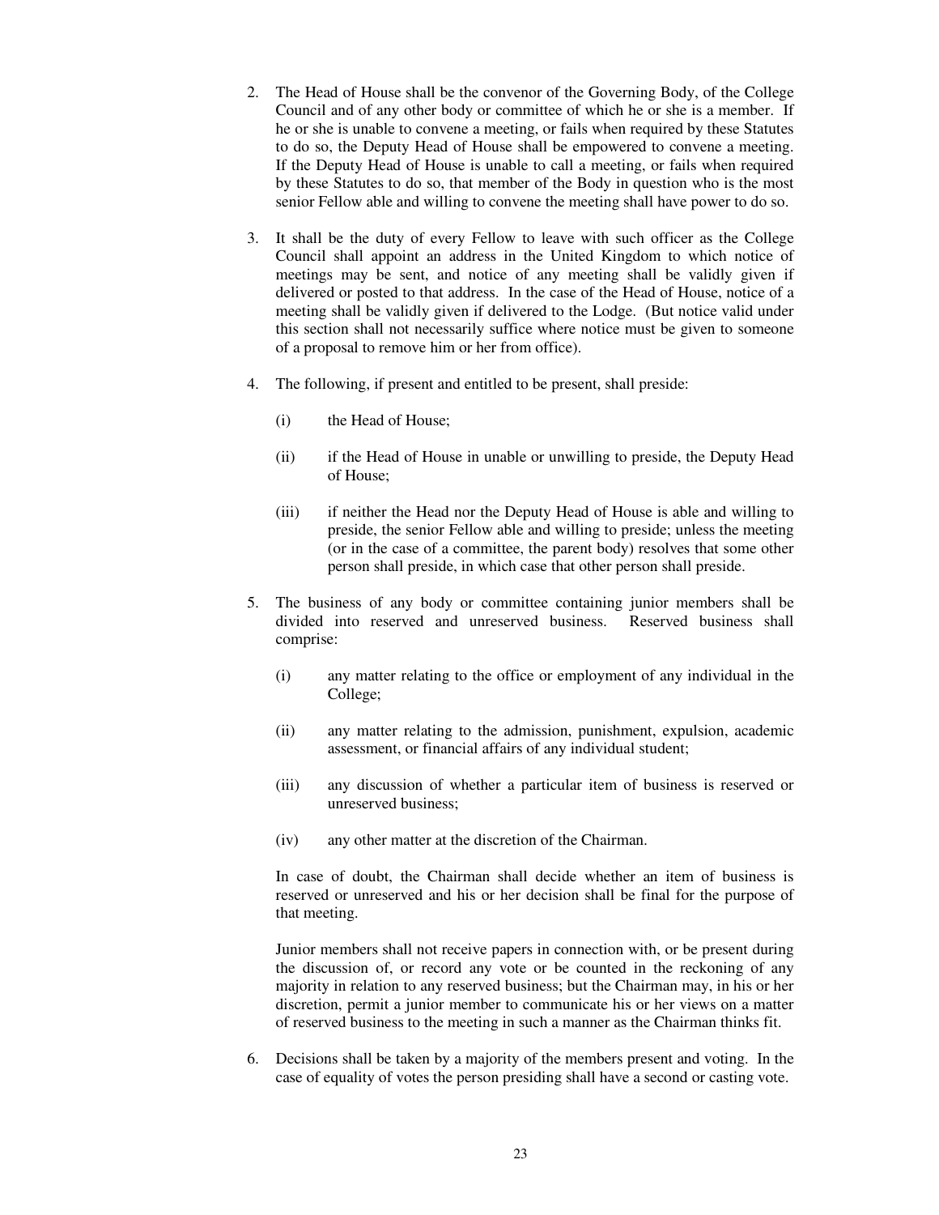2. The Head of House shall be the convenor of the Governing Body, of the College Council and of any other body or committee of which he or she is a member. If he or she is unable to convene a meeting, or fails when required by these Statutes to do so, the Deputy Head of House shall be empowered to convene a meeting. If the Deputy Head of House is unable to call a meeting, or fails when required by these Statutes to do so, that member of the Body in question who is the most senior Fellow able and willing to convene the meeting shall have power to do so.

3. It shall be the duty of every Fellow to leave with such officer as the College Council shall appoint an address in the United Kingdom to which notice of meetings may be sent, and notice of any meeting shall be validly given if delivered or posted to that address. In the case of the Head of House, notice of a meeting shall be validly given if delivered to the Lodge. (But notice valid under this section shall not necessarily suffice where notice must be given to someone of a proposal to remove him or her from office).

4. The following, if present and entitled to be present, shall preside:

   (i) the Head of House;

   (ii) if the Head of House in unable or unwilling to preside, the Deputy Head of House;

   (iii) if neither the Head nor the Deputy Head of House is able and willing to preside, the senior Fellow able and willing to preside; unless the meeting (or in the case of a committee, the parent body) resolves that some other person shall preside, in which case that other person shall preside.

5. The business of any body or committee containing junior members shall be divided into reserved and unreserved business. Reserved business shall comprise:

   (i) any matter relating to the office or employment of any individual in the College;

   (ii) any matter relating to the admission, punishment, expulsion, academic assessment, or financial affairs of any individual student;

   (iii) any discussion of whether a particular item of business is reserved or unreserved business;

   (iv) any other matter at the discretion of the Chairman.

   In case of doubt, the Chairman shall decide whether an item of business is reserved or unreserved and his or her decision shall be final for the purpose of that meeting.

   Junior members shall not receive papers in connection with, or be present during the discussion of, or record any vote or be counted in the reckoning of any majority in relation to any reserved business; but the Chairman may, in his or her discretion, permit a junior member to communicate his or her views on a matter of reserved business to the meeting in such a manner as the Chairman thinks fit.

6. Decisions shall be taken by a majority of the members present and voting. In the case of equality of votes the person presiding shall have a second or casting vote.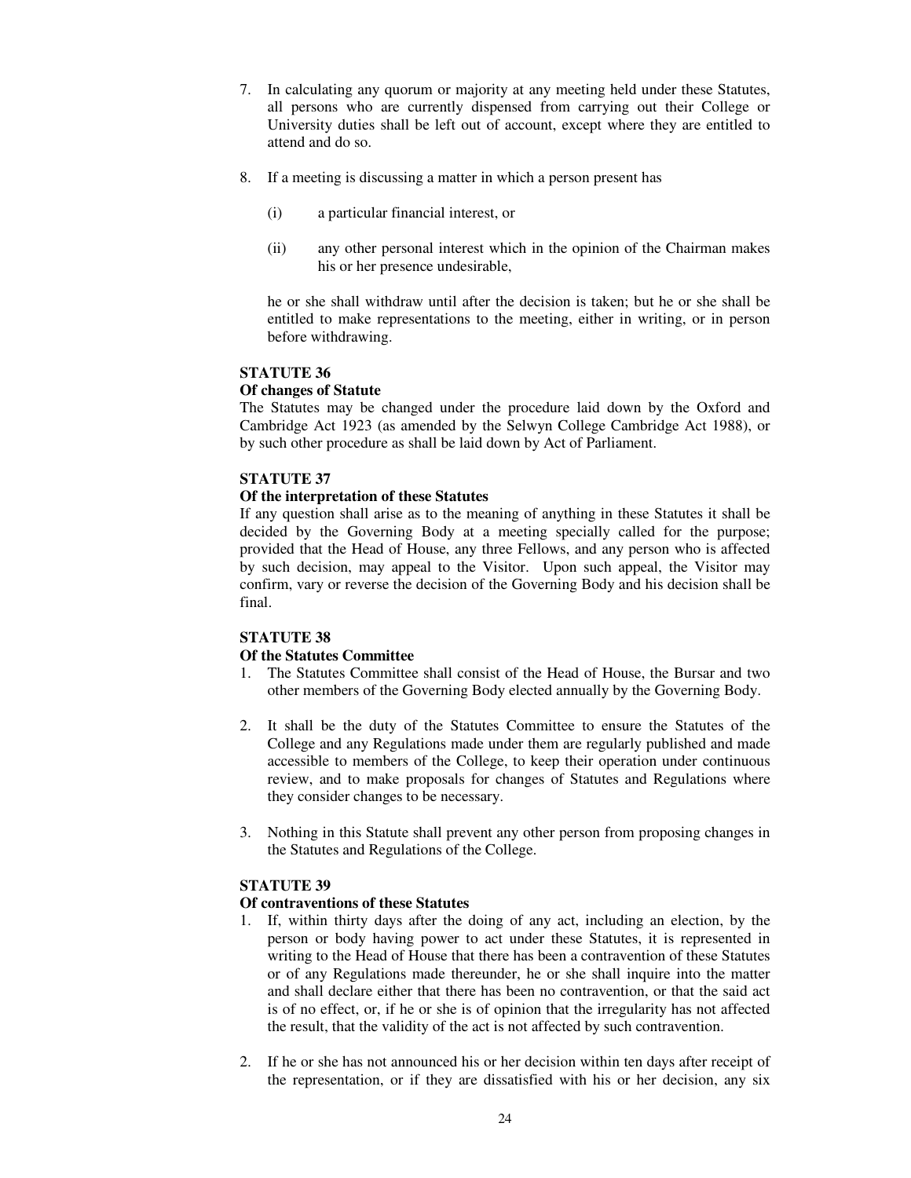7. In calculating any quorum or majority at any meeting held under these Statutes, all persons who are currently dispensed from carrying out their College or University duties shall be left out of account, except where they are entitled to attend and do so.

8. If a meeting is discussing a matter in which a person present has

   (i) a particular financial interest, or

   (ii) any other personal interest which in the opinion of the Chairman makes his or her presence undesirable,

   he or she shall withdraw until after the decision is taken; but he or she shall be entitled to make representations to the meeting, either in writing, or in person before withdrawing.

**STATUTE 36**

**Of changes of Statute**

The Statutes may be changed under the procedure laid down by the Oxford and Cambridge Act 1923 (as amended by the Selwyn College Cambridge Act 1988), or by such other procedure as shall be laid down by Act of Parliament.

**STATUTE 37**

**Of the interpretation of these Statutes**

If any question shall arise as to the meaning of anything in these Statutes it shall be decided by the Governing Body at a meeting specially called for the purpose; provided that the Head of House, any three Fellows, and any person who is affected by such decision, may appeal to the Visitor. Upon such appeal, the Visitor may confirm, vary or reverse the decision of the Governing Body and his decision shall be final.

**STATUTE 38**

**Of the Statutes Committee**

1. The Statutes Committee shall consist of the Head of House, the Bursar and two other members of the Governing Body elected annually by the Governing Body.

2. It shall be the duty of the Statutes Committee to ensure the Statutes of the College and any Regulations made under them are regularly published and made accessible to members of the College, to keep their operation under continuous review, and to make proposals for changes of Statutes and Regulations where they consider changes to be necessary.

3. Nothing in this Statute shall prevent any other person from proposing changes in the Statutes and Regulations of the College.

**STATUTE 39**

**Of contraventions of these Statutes**

1. If, within thirty days after the doing of any act, including an election, by the person or body having power to act under these Statutes, it is represented in writing to the Head of House that there has been a contravention of these Statutes or of any Regulations made thereunder, he or she shall inquire into the matter and shall declare either that there has been no contravention, or that the said act is of no effect, or, if he or she is of opinion that the irregularity has not affected the result, that the validity of the act is not affected by such contravention.

2. If he or she has not announced his or her decision within ten days after receipt of the representation, or if they are dissatisfied with his or her decision, any six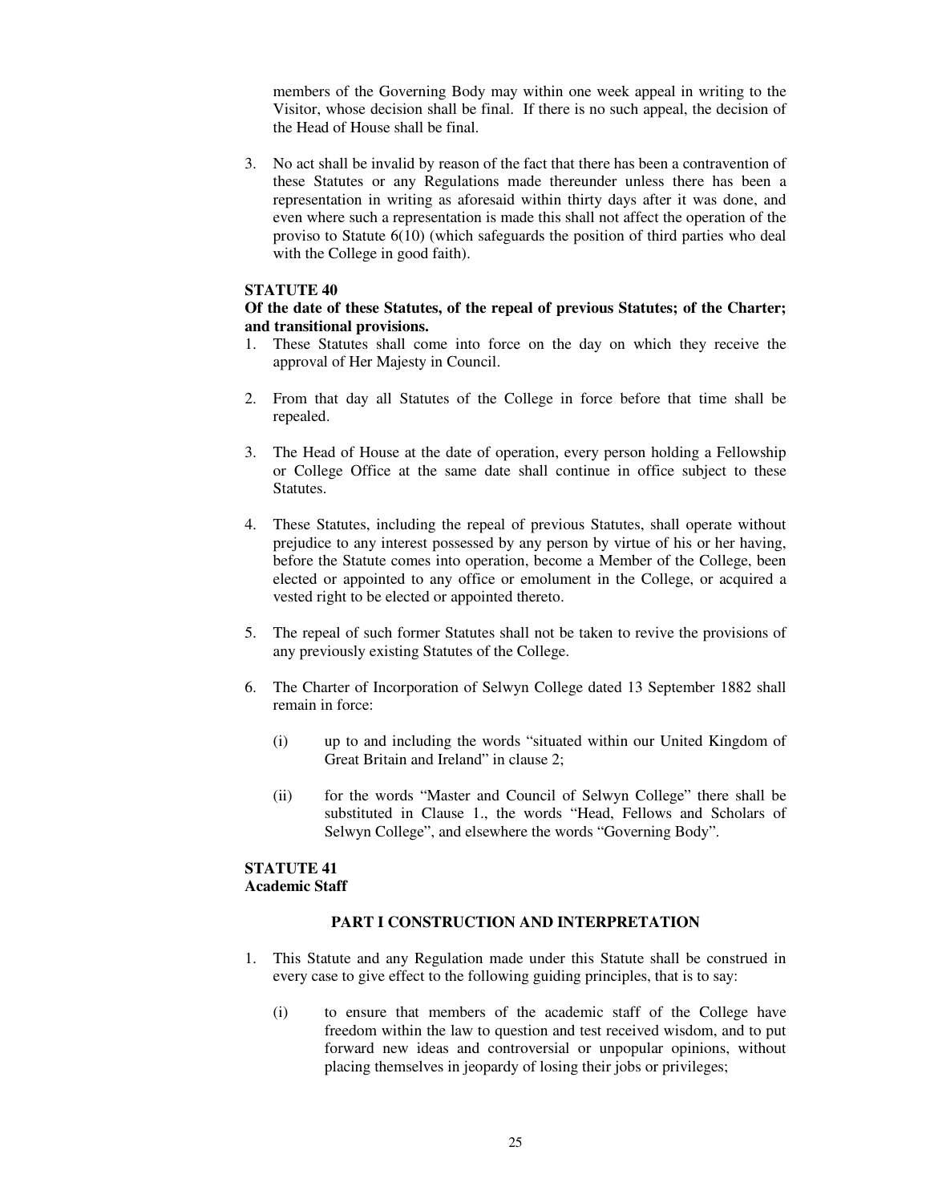members of the Governing Body may within one week appeal in writing to the Visitor, whose decision shall be final. If there is no such appeal, the decision of the Head of House shall be final.

3. No act shall be invalid by reason of the fact that there has been a contravention of these Statutes or any Regulations made thereunder unless there has been a representation in writing as aforesaid within thirty days after it was done, and even where such a representation is made this shall not affect the operation of the proviso to Statute 6(10) (which safeguards the position of third parties who deal with the College in good faith).

**STATUTE 40**
**Of the date of these Statutes, of the repeal of previous Statutes; of the Charter; and transitional provisions.**

1. These Statutes shall come into force on the day on which they receive the approval of Her Majesty in Council.

2. From that day all Statutes of the College in force before that time shall be repealed.

3. The Head of House at the date of operation, every person holding a Fellowship or College Office at the same date shall continue in office subject to these Statutes.

4. These Statutes, including the repeal of previous Statutes, shall operate without prejudice to any interest possessed by any person by virtue of his or her having, before the Statute comes into operation, become a Member of the College, been elected or appointed to any office or emolument in the College, or acquired a vested right to be elected or appointed thereto.

5. The repeal of such former Statutes shall not be taken to revive the provisions of any previously existing Statutes of the College.

6. The Charter of Incorporation of Selwyn College dated 13 September 1882 shall remain in force:

   (i) up to and including the words "situated within our United Kingdom of Great Britain and Ireland" in clause 2;

   (ii) for the words "Master and Council of Selwyn College" there shall be substituted in Clause 1., the words "Head, Fellows and Scholars of Selwyn College", and elsewhere the words "Governing Body".

**STATUTE 41**
**Academic Staff**

**PART I CONSTRUCTION AND INTERPRETATION**

1. This Statute and any Regulation made under this Statute shall be construed in every case to give effect to the following guiding principles, that is to say:

   (i) to ensure that members of the academic staff of the College have freedom within the law to question and test received wisdom, and to put forward new ideas and controversial or unpopular opinions, without placing themselves in jeopardy of losing their jobs or privileges;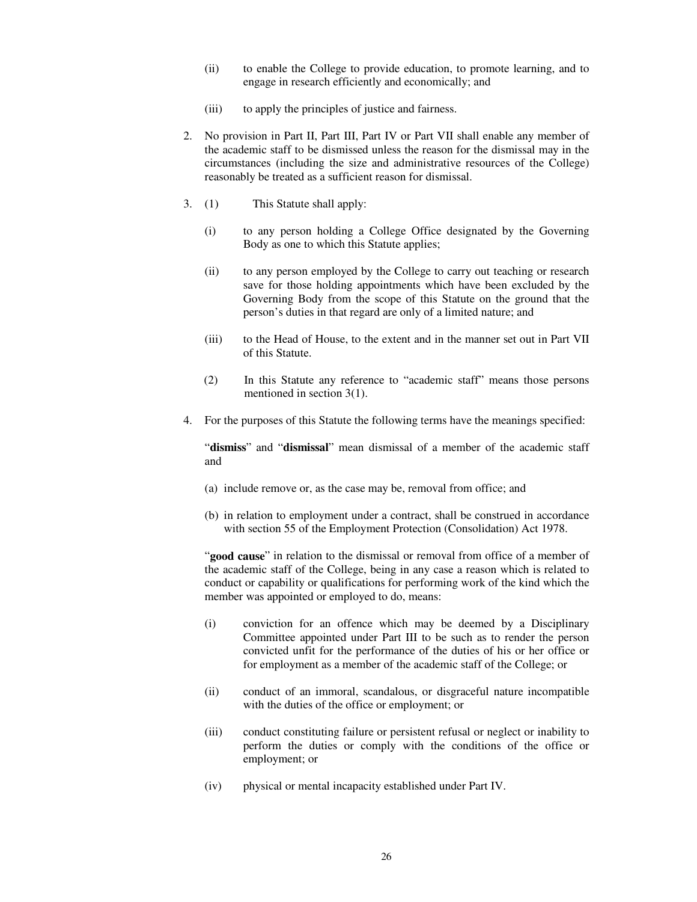(ii) to enable the College to provide education, to promote learning, and to engage in research efficiently and economically; and

(iii) to apply the principles of justice and fairness.

2. No provision in Part II, Part III, Part IV or Part VII shall enable any member of the academic staff to be dismissed unless the reason for the dismissal may in the circumstances (including the size and administrative resources of the College) reasonably be treated as a sufficient reason for dismissal.

3. (1) This Statute shall apply:

   (i) to any person holding a College Office designated by the Governing Body as one to which this Statute applies;

   (ii) to any person employed by the College to carry out teaching or research save for those holding appointments which have been excluded by the Governing Body from the scope of this Statute on the ground that the person's duties in that regard are only of a limited nature; and

   (iii) to the Head of House, to the extent and in the manner set out in Part VII of this Statute.

   (2) In this Statute any reference to "academic staff" means those persons mentioned in section 3(1).

4. For the purposes of this Statute the following terms have the meanings specified:

   "**dismiss**" and "**dismissal**" mean dismissal of a member of the academic staff and

   (a) include remove or, as the case may be, removal from office; and

   (b) in relation to employment under a contract, shall be construed in accordance with section 55 of the Employment Protection (Consolidation) Act 1978.

   "**good cause**" in relation to the dismissal or removal from office of a member of the academic staff of the College, being in any case a reason which is related to conduct or capability or qualifications for performing work of the kind which the member was appointed or employed to do, means:

   (i) conviction for an offence which may be deemed by a Disciplinary Committee appointed under Part III to be such as to render the person convicted unfit for the performance of the duties of his or her office or for employment as a member of the academic staff of the College; or

   (ii) conduct of an immoral, scandalous, or disgraceful nature incompatible with the duties of the office or employment; or

   (iii) conduct constituting failure or persistent refusal or neglect or inability to perform the duties or comply with the conditions of the office or employment; or

   (iv) physical or mental incapacity established under Part IV.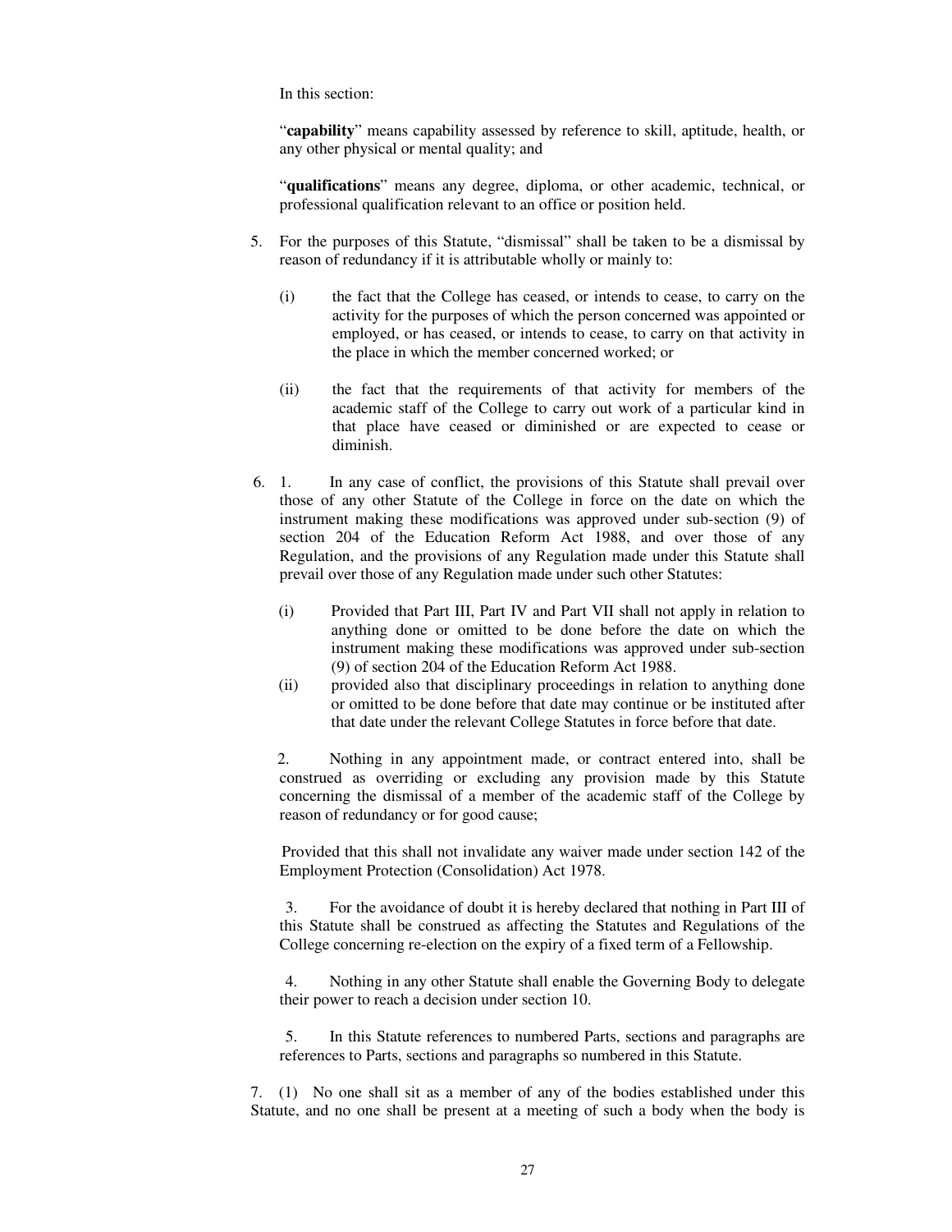In this section:

"**capability**" means capability assessed by reference to skill, aptitude, health, or any other physical or mental quality; and

"**qualifications**" means any degree, diploma, or other academic, technical, or professional qualification relevant to an office or position held.

5. For the purposes of this Statute, "dismissal" shall be taken to be a dismissal by reason of redundancy if it is attributable wholly or mainly to:

   (i) the fact that the College has ceased, or intends to cease, to carry on the activity for the purposes of which the person concerned was appointed or employed, or has ceased, or intends to cease, to carry on that activity in the place in which the member concerned worked; or

   (ii) the fact that the requirements of that activity for members of the academic staff of the College to carry out work of a particular kind in that place have ceased or diminished or are expected to cease or diminish.

6. 1. In any case of conflict, the provisions of this Statute shall prevail over those of any other Statute of the College in force on the date on which the instrument making these modifications was approved under sub-section (9) of section 204 of the Education Reform Act 1988, and over those of any Regulation, and the provisions of any Regulation made under this Statute shall prevail over those of any Regulation made under such other Statutes:

   (i) Provided that Part III, Part IV and Part VII shall not apply in relation to anything done or omitted to be done before the date on which the instrument making these modifications was approved under sub-section (9) of section 204 of the Education Reform Act 1988.

   (ii) provided also that disciplinary proceedings in relation to anything done or omitted to be done before that date may continue or be instituted after that date under the relevant College Statutes in force before that date.

   2. Nothing in any appointment made, or contract entered into, shall be construed as overriding or excluding any provision made by this Statute concerning the dismissal of a member of the academic staff of the College by reason of redundancy or for good cause;

   Provided that this shall not invalidate any waiver made under section 142 of the Employment Protection (Consolidation) Act 1978.

   3. For the avoidance of doubt it is hereby declared that nothing in Part III of this Statute shall be construed as affecting the Statutes and Regulations of the College concerning re-election on the expiry of a fixed term of a Fellowship.

   4. Nothing in any other Statute shall enable the Governing Body to delegate their power to reach a decision under section 10.

   5. In this Statute references to numbered Parts, sections and paragraphs are references to Parts, sections and paragraphs so numbered in this Statute.

7. (1) No one shall sit as a member of any of the bodies established under this Statute, and no one shall be present at a meeting of such a body when the body is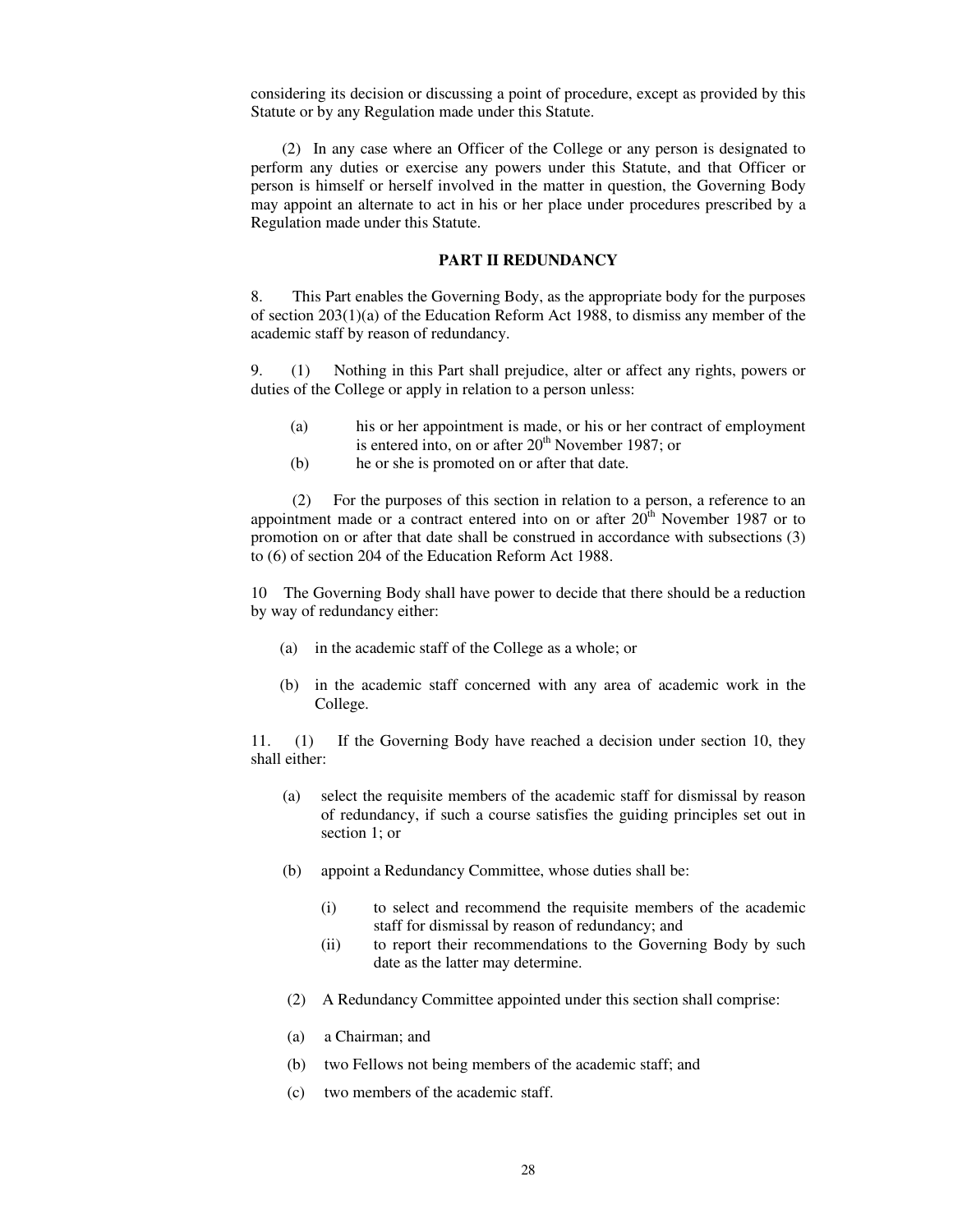considering its decision or discussing a point of procedure, except as provided by this Statute or by any Regulation made under this Statute.

(2) In any case where an Officer of the College or any person is designated to perform any duties or exercise any powers under this Statute, and that Officer or person is himself or herself involved in the matter in question, the Governing Body may appoint an alternate to act in his or her place under procedures prescribed by a Regulation made under this Statute.

## PART II REDUNDANCY

8. This Part enables the Governing Body, as the appropriate body for the purposes of section 203(1)(a) of the Education Reform Act 1988, to dismiss any member of the academic staff by reason of redundancy.

9. (1) Nothing in this Part shall prejudice, alter or affect any rights, powers or duties of the College or apply in relation to a person unless:

- (a) his or her appointment is made, or his or her contract of employment is entered into, on or after 20th November 1987; or
- (b) he or she is promoted on or after that date.

(2) For the purposes of this section in relation to a person, a reference to an appointment made or a contract entered into on or after 20th November 1987 or to promotion on or after that date shall be construed in accordance with subsections (3) to (6) of section 204 of the Education Reform Act 1988.

10 The Governing Body shall have power to decide that there should be a reduction by way of redundancy either:

- (a) in the academic staff of the College as a whole; or
- (b) in the academic staff concerned with any area of academic work in the College.

11. (1) If the Governing Body have reached a decision under section 10, they shall either:

- (a) select the requisite members of the academic staff for dismissal by reason of redundancy, if such a course satisfies the guiding principles set out in section 1; or
- (b) appoint a Redundancy Committee, whose duties shall be:
  - (i) to select and recommend the requisite members of the academic staff for dismissal by reason of redundancy; and
  - (ii) to report their recommendations to the Governing Body by such date as the latter may determine.

(2) A Redundancy Committee appointed under this section shall comprise:

- (a) a Chairman; and
- (b) two Fellows not being members of the academic staff; and
- (c) two members of the academic staff.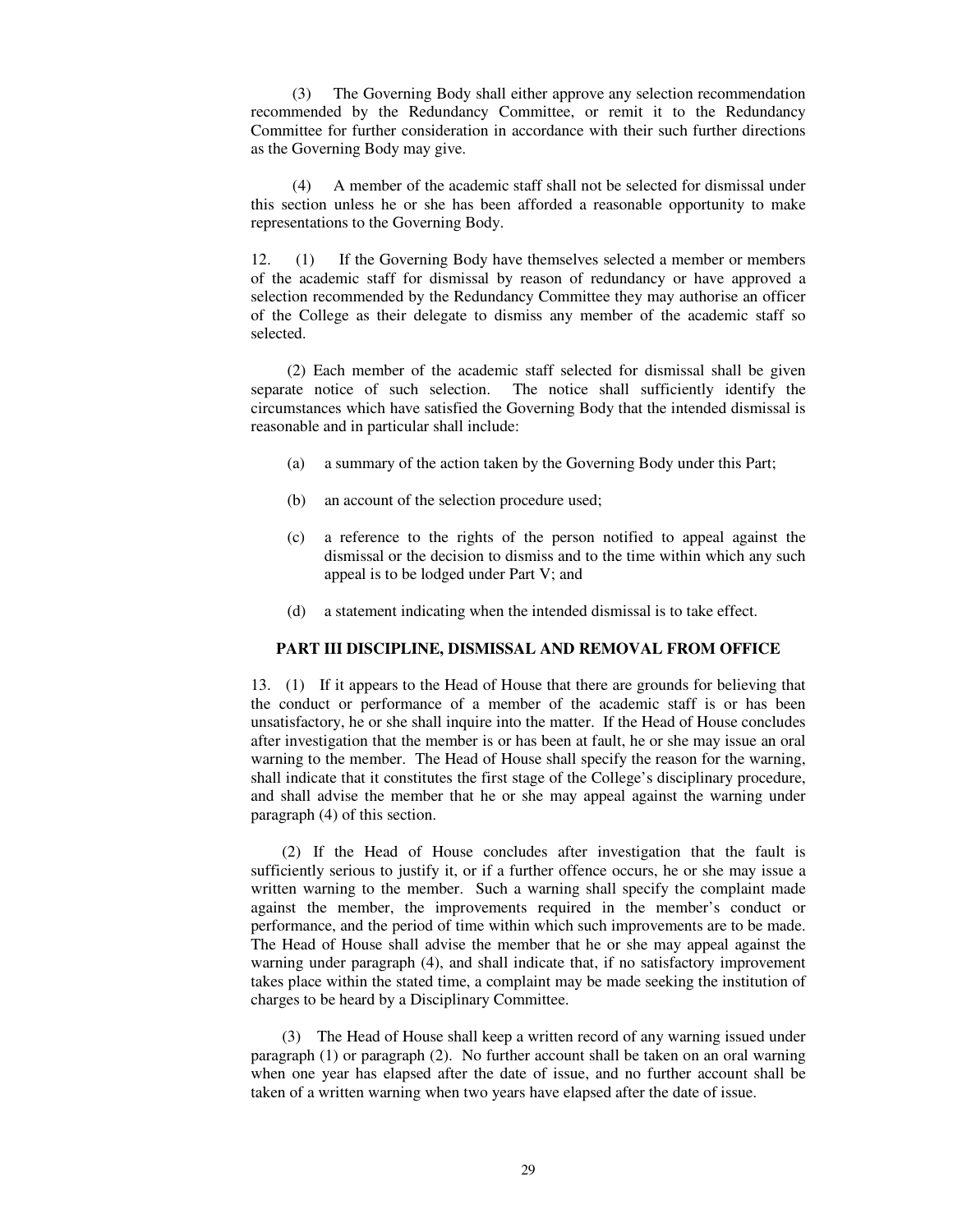(3) The Governing Body shall either approve any selection recommendation recommended by the Redundancy Committee, or remit it to the Redundancy Committee for further consideration in accordance with their such further directions as the Governing Body may give.

(4) A member of the academic staff shall not be selected for dismissal under this section unless he or she has been afforded a reasonable opportunity to make representations to the Governing Body.

12. (1) If the Governing Body have themselves selected a member or members of the academic staff for dismissal by reason of redundancy or have approved a selection recommended by the Redundancy Committee they may authorise an officer of the College as their delegate to dismiss any member of the academic staff so selected.

(2) Each member of the academic staff selected for dismissal shall be given separate notice of such selection. The notice shall sufficiently identify the circumstances which have satisfied the Governing Body that the intended dismissal is reasonable and in particular shall include:

(a) a summary of the action taken by the Governing Body under this Part;

(b) an account of the selection procedure used;

(c) a reference to the rights of the person notified to appeal against the dismissal or the decision to dismiss and to the time within which any such appeal is to be lodged under Part V; and

(d) a statement indicating when the intended dismissal is to take effect.

### PART III DISCIPLINE, DISMISSAL AND REMOVAL FROM OFFICE

13. (1) If it appears to the Head of House that there are grounds for believing that the conduct or performance of a member of the academic staff is or has been unsatisfactory, he or she shall inquire into the matter. If the Head of House concludes after investigation that the member is or has been at fault, he or she may issue an oral warning to the member. The Head of House shall specify the reason for the warning, shall indicate that it constitutes the first stage of the College's disciplinary procedure, and shall advise the member that he or she may appeal against the warning under paragraph (4) of this section.

(2) If the Head of House concludes after investigation that the fault is sufficiently serious to justify it, or if a further offence occurs, he or she may issue a written warning to the member. Such a warning shall specify the complaint made against the member, the improvements required in the member's conduct or performance, and the period of time within which such improvements are to be made. The Head of House shall advise the member that he or she may appeal against the warning under paragraph (4), and shall indicate that, if no satisfactory improvement takes place within the stated time, a complaint may be made seeking the institution of charges to be heard by a Disciplinary Committee.

(3) The Head of House shall keep a written record of any warning issued under paragraph (1) or paragraph (2). No further account shall be taken on an oral warning when one year has elapsed after the date of issue, and no further account shall be taken of a written warning when two years have elapsed after the date of issue.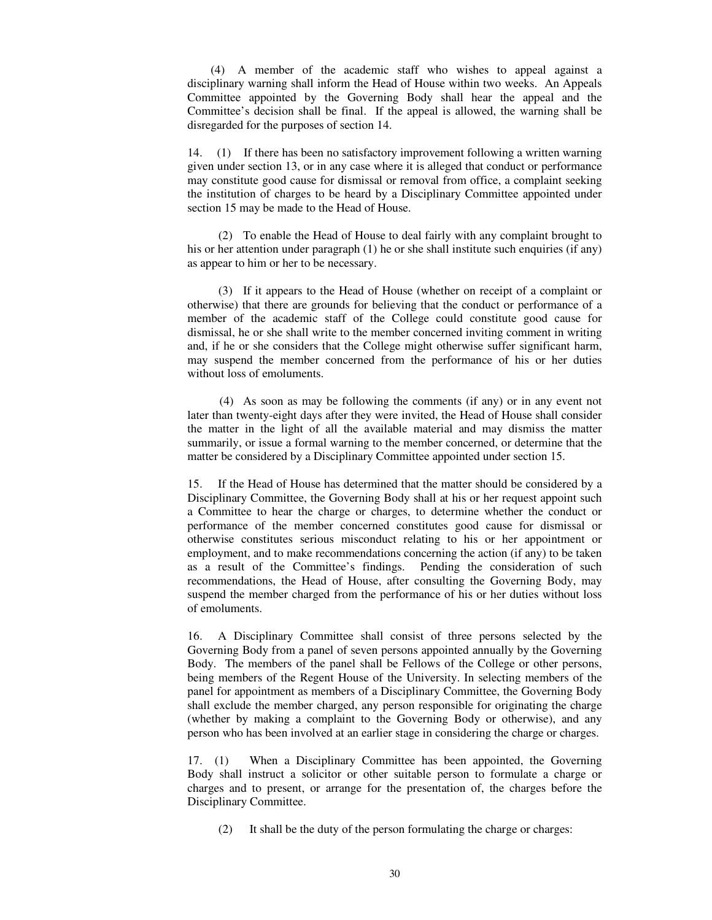(4) A member of the academic staff who wishes to appeal against a disciplinary warning shall inform the Head of House within two weeks. An Appeals Committee appointed by the Governing Body shall hear the appeal and the Committee's decision shall be final. If the appeal is allowed, the warning shall be disregarded for the purposes of section 14.

14. (1) If there has been no satisfactory improvement following a written warning given under section 13, or in any case where it is alleged that conduct or performance may constitute good cause for dismissal or removal from office, a complaint seeking the institution of charges to be heard by a Disciplinary Committee appointed under section 15 may be made to the Head of House.

(2) To enable the Head of House to deal fairly with any complaint brought to his or her attention under paragraph (1) he or she shall institute such enquiries (if any) as appear to him or her to be necessary.

(3) If it appears to the Head of House (whether on receipt of a complaint or otherwise) that there are grounds for believing that the conduct or performance of a member of the academic staff of the College could constitute good cause for dismissal, he or she shall write to the member concerned inviting comment in writing and, if he or she considers that the College might otherwise suffer significant harm, may suspend the member concerned from the performance of his or her duties without loss of emoluments.

(4) As soon as may be following the comments (if any) or in any event not later than twenty-eight days after they were invited, the Head of House shall consider the matter in the light of all the available material and may dismiss the matter summarily, or issue a formal warning to the member concerned, or determine that the matter be considered by a Disciplinary Committee appointed under section 15.

15. If the Head of House has determined that the matter should be considered by a Disciplinary Committee, the Governing Body shall at his or her request appoint such a Committee to hear the charge or charges, to determine whether the conduct or performance of the member concerned constitutes good cause for dismissal or otherwise constitutes serious misconduct relating to his or her appointment or employment, and to make recommendations concerning the action (if any) to be taken as a result of the Committee's findings. Pending the consideration of such recommendations, the Head of House, after consulting the Governing Body, may suspend the member charged from the performance of his or her duties without loss of emoluments.

16. A Disciplinary Committee shall consist of three persons selected by the Governing Body from a panel of seven persons appointed annually by the Governing Body. The members of the panel shall be Fellows of the College or other persons, being members of the Regent House of the University. In selecting members of the panel for appointment as members of a Disciplinary Committee, the Governing Body shall exclude the member charged, any person responsible for originating the charge (whether by making a complaint to the Governing Body or otherwise), and any person who has been involved at an earlier stage in considering the charge or charges.

17. (1) When a Disciplinary Committee has been appointed, the Governing Body shall instruct a solicitor or other suitable person to formulate a charge or charges and to present, or arrange for the presentation of, the charges before the Disciplinary Committee.

(2) It shall be the duty of the person formulating the charge or charges: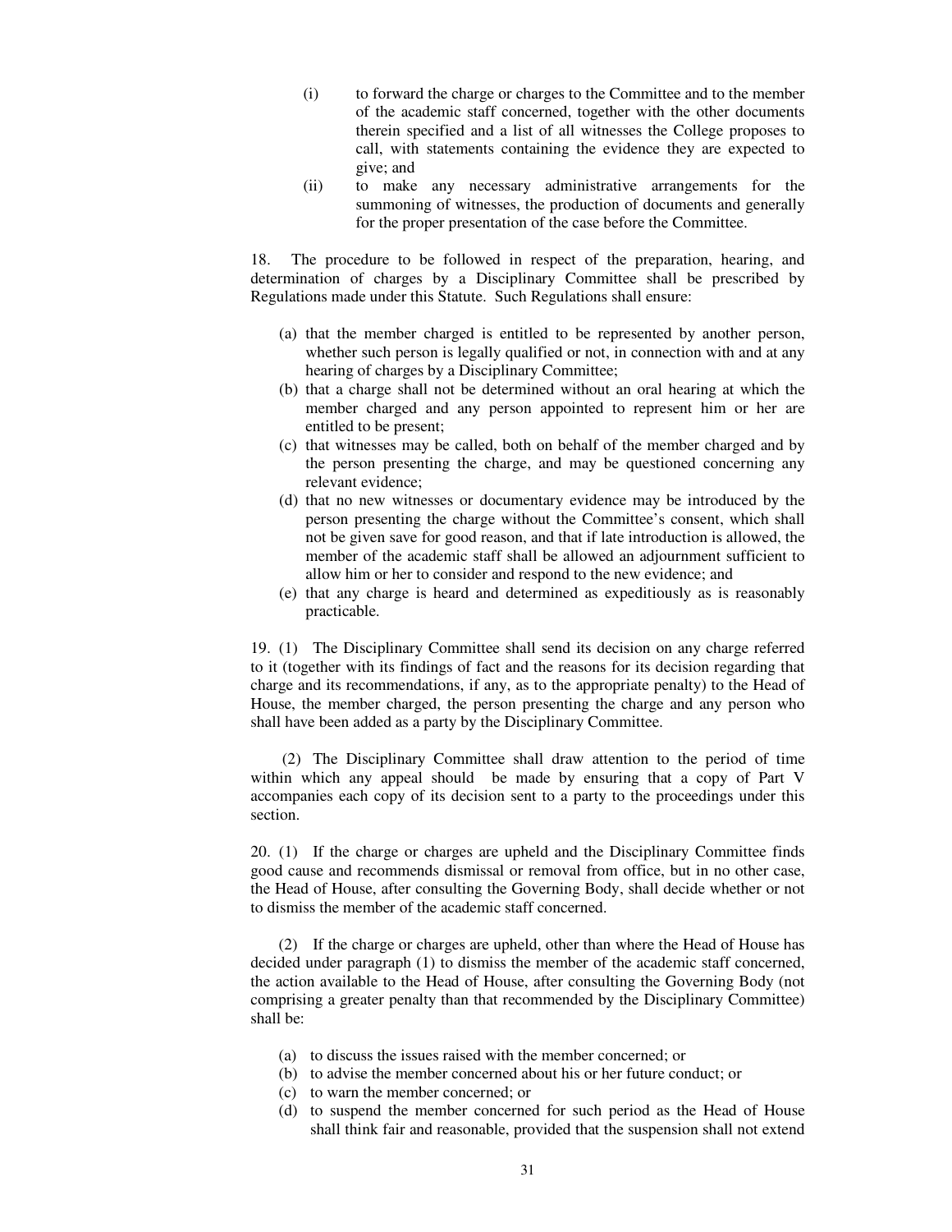(i) to forward the charge or charges to the Committee and to the member of the academic staff concerned, together with the other documents therein specified and a list of all witnesses the College proposes to call, with statements containing the evidence they are expected to give; and

(ii) to make any necessary administrative arrangements for the summoning of witnesses, the production of documents and generally for the proper presentation of the case before the Committee.

18. The procedure to be followed in respect of the preparation, hearing, and determination of charges by a Disciplinary Committee shall be prescribed by Regulations made under this Statute. Such Regulations shall ensure:

(a) that the member charged is entitled to be represented by another person, whether such person is legally qualified or not, in connection with and at any hearing of charges by a Disciplinary Committee;

(b) that a charge shall not be determined without an oral hearing at which the member charged and any person appointed to represent him or her are entitled to be present;

(c) that witnesses may be called, both on behalf of the member charged and by the person presenting the charge, and may be questioned concerning any relevant evidence;

(d) that no new witnesses or documentary evidence may be introduced by the person presenting the charge without the Committee's consent, which shall not be given save for good reason, and that if late introduction is allowed, the member of the academic staff shall be allowed an adjournment sufficient to allow him or her to consider and respond to the new evidence; and

(e) that any charge is heard and determined as expeditiously as is reasonably practicable.

19. (1) The Disciplinary Committee shall send its decision on any charge referred to it (together with its findings of fact and the reasons for its decision regarding that charge and its recommendations, if any, as to the appropriate penalty) to the Head of House, the member charged, the person presenting the charge and any person who shall have been added as a party by the Disciplinary Committee.

(2) The Disciplinary Committee shall draw attention to the period of time within which any appeal should be made by ensuring that a copy of Part V accompanies each copy of its decision sent to a party to the proceedings under this section.

20. (1) If the charge or charges are upheld and the Disciplinary Committee finds good cause and recommends dismissal or removal from office, but in no other case, the Head of House, after consulting the Governing Body, shall decide whether or not to dismiss the member of the academic staff concerned.

(2) If the charge or charges are upheld, other than where the Head of House has decided under paragraph (1) to dismiss the member of the academic staff concerned, the action available to the Head of House, after consulting the Governing Body (not comprising a greater penalty than that recommended by the Disciplinary Committee) shall be:

(a) to discuss the issues raised with the member concerned; or

(b) to advise the member concerned about his or her future conduct; or

(c) to warn the member concerned; or

(d) to suspend the member concerned for such period as the Head of House shall think fair and reasonable, provided that the suspension shall not extend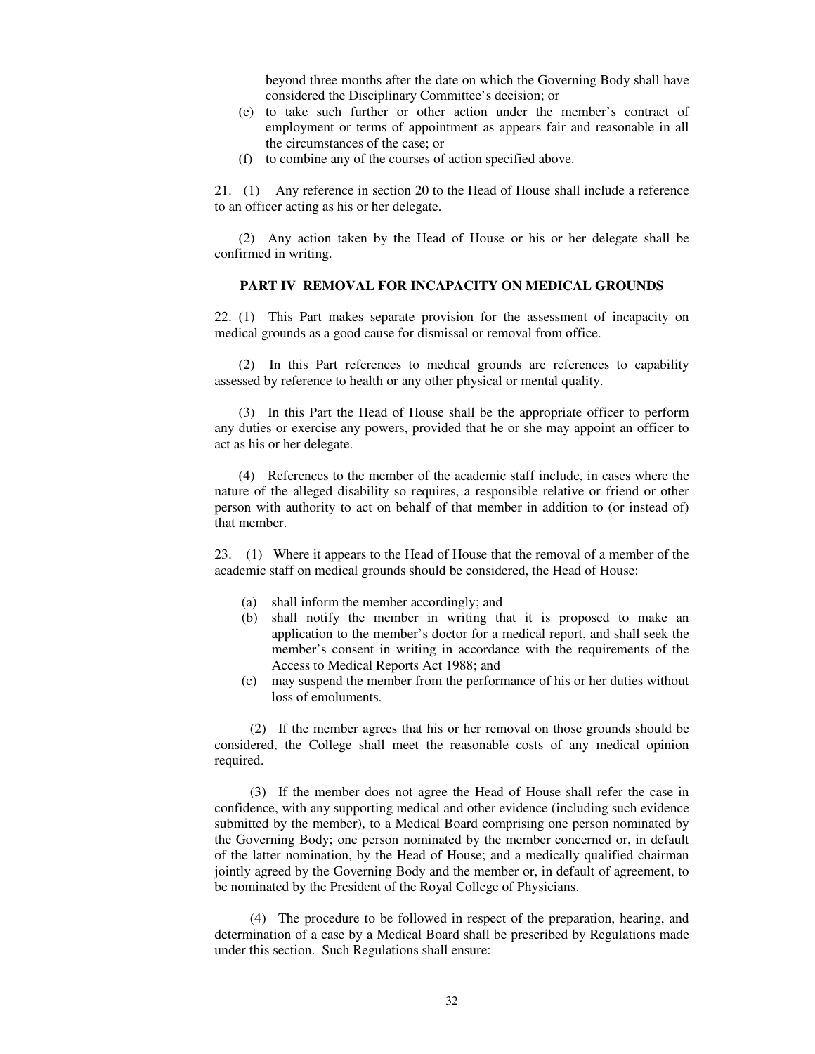beyond three months after the date on which the Governing Body shall have considered the Disciplinary Committee's decision; or

(e) to take such further or other action under the member's contract of employment or terms of appointment as appears fair and reasonable in all the circumstances of the case; or

(f) to combine any of the courses of action specified above.

21. (1) Any reference in section 20 to the Head of House shall include a reference to an officer acting as his or her delegate.

(2) Any action taken by the Head of House or his or her delegate shall be confirmed in writing.

## PART IV REMOVAL FOR INCAPACITY ON MEDICAL GROUNDS

22. (1) This Part makes separate provision for the assessment of incapacity on medical grounds as a good cause for dismissal or removal from office.

(2) In this Part references to medical grounds are references to capability assessed by reference to health or any other physical or mental quality.

(3) In this Part the Head of House shall be the appropriate officer to perform any duties or exercise any powers, provided that he or she may appoint an officer to act as his or her delegate.

(4) References to the member of the academic staff include, in cases where the nature of the alleged disability so requires, a responsible relative or friend or other person with authority to act on behalf of that member in addition to (or instead of) that member.

23. (1) Where it appears to the Head of House that the removal of a member of the academic staff on medical grounds should be considered, the Head of House:

(a) shall inform the member accordingly; and

(b) shall notify the member in writing that it is proposed to make an application to the member's doctor for a medical report, and shall seek the member's consent in writing in accordance with the requirements of the Access to Medical Reports Act 1988; and

(c) may suspend the member from the performance of his or her duties without loss of emoluments.

(2) If the member agrees that his or her removal on those grounds should be considered, the College shall meet the reasonable costs of any medical opinion required.

(3) If the member does not agree the Head of House shall refer the case in confidence, with any supporting medical and other evidence (including such evidence submitted by the member), to a Medical Board comprising one person nominated by the Governing Body; one person nominated by the member concerned or, in default of the latter nomination, by the Head of House; and a medically qualified chairman jointly agreed by the Governing Body and the member or, in default of agreement, to be nominated by the President of the Royal College of Physicians.

(4) The procedure to be followed in respect of the preparation, hearing, and determination of a case by a Medical Board shall be prescribed by Regulations made under this section. Such Regulations shall ensure: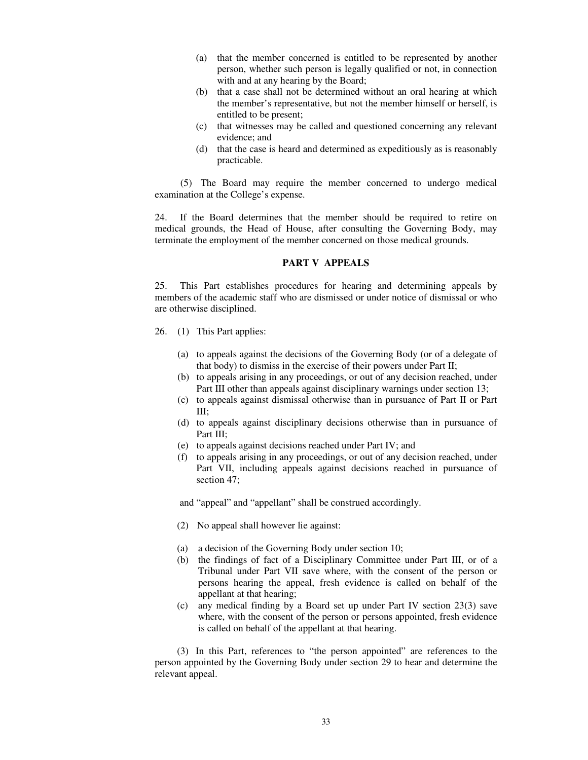(a) that the member concerned is entitled to be represented by another person, whether such person is legally qualified or not, in connection with and at any hearing by the Board;

(b) that a case shall not be determined without an oral hearing at which the member's representative, but not the member himself or herself, is entitled to be present;

(c) that witnesses may be called and questioned concerning any relevant evidence; and

(d) that the case is heard and determined as expeditiously as is reasonably practicable.

(5) The Board may require the member concerned to undergo medical examination at the College's expense.

24. If the Board determines that the member should be required to retire on medical grounds, the Head of House, after consulting the Governing Body, may terminate the employment of the member concerned on those medical grounds.

## PART V APPEALS

25. This Part establishes procedures for hearing and determining appeals by members of the academic staff who are dismissed or under notice of dismissal or who are otherwise disciplined.

26. (1) This Part applies:

(a) to appeals against the decisions of the Governing Body (or of a delegate of that body) to dismiss in the exercise of their powers under Part II;

(b) to appeals arising in any proceedings, or out of any decision reached, under Part III other than appeals against disciplinary warnings under section 13;

(c) to appeals against dismissal otherwise than in pursuance of Part II or Part III;

(d) to appeals against disciplinary decisions otherwise than in pursuance of Part III;

(e) to appeals against decisions reached under Part IV; and

(f) to appeals arising in any proceedings, or out of any decision reached, under Part VII, including appeals against decisions reached in pursuance of section 47;

and "appeal" and "appellant" shall be construed accordingly.

(2) No appeal shall however lie against:

(a) a decision of the Governing Body under section 10;

(b) the findings of fact of a Disciplinary Committee under Part III, or of a Tribunal under Part VII save where, with the consent of the person or persons hearing the appeal, fresh evidence is called on behalf of the appellant at that hearing;

(c) any medical finding by a Board set up under Part IV section 23(3) save where, with the consent of the person or persons appointed, fresh evidence is called on behalf of the appellant at that hearing.

(3) In this Part, references to "the person appointed" are references to the person appointed by the Governing Body under section 29 to hear and determine the relevant appeal.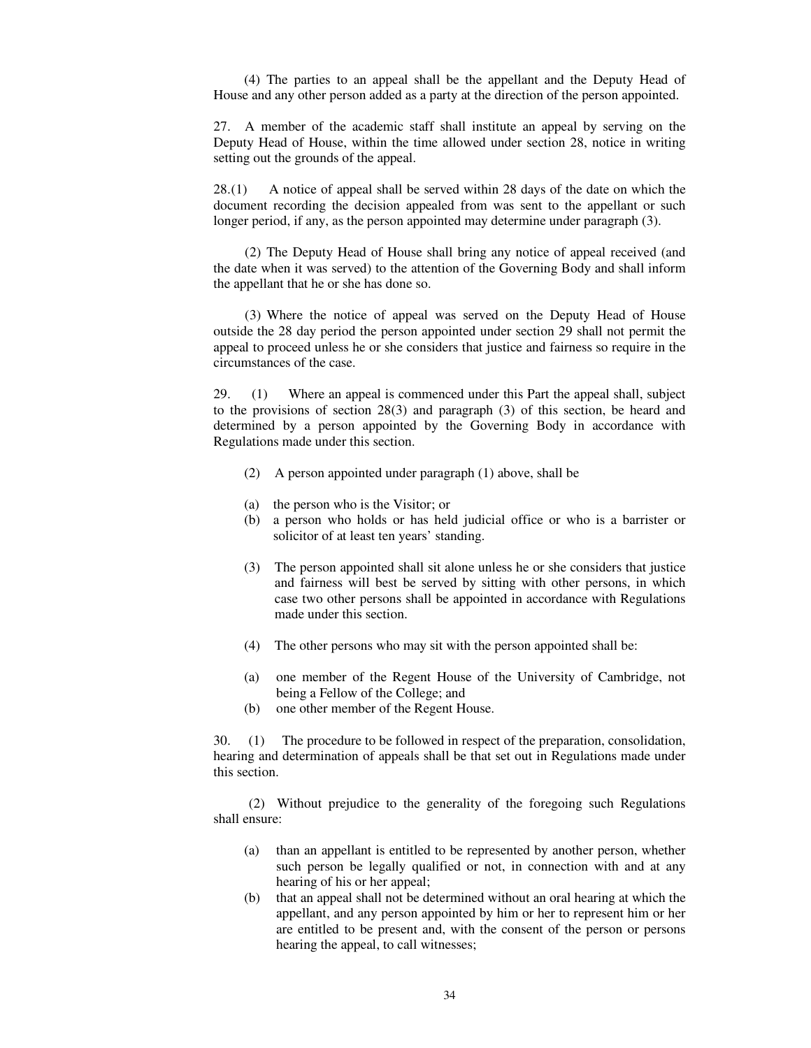(4) The parties to an appeal shall be the appellant and the Deputy Head of House and any other person added as a party at the direction of the person appointed.

27. A member of the academic staff shall institute an appeal by serving on the Deputy Head of House, within the time allowed under section 28, notice in writing setting out the grounds of the appeal.

28.(1) A notice of appeal shall be served within 28 days of the date on which the document recording the decision appealed from was sent to the appellant or such longer period, if any, as the person appointed may determine under paragraph (3).

(2) The Deputy Head of House shall bring any notice of appeal received (and the date when it was served) to the attention of the Governing Body and shall inform the appellant that he or she has done so.

(3) Where the notice of appeal was served on the Deputy Head of House outside the 28 day period the person appointed under section 29 shall not permit the appeal to proceed unless he or she considers that justice and fairness so require in the circumstances of the case.

29. (1) Where an appeal is commenced under this Part the appeal shall, subject to the provisions of section 28(3) and paragraph (3) of this section, be heard and determined by a person appointed by the Governing Body in accordance with Regulations made under this section.

(2) A person appointed under paragraph (1) above, shall be

(a) the person who is the Visitor; or
(b) a person who holds or has held judicial office or who is a barrister or solicitor of at least ten years' standing.

(3) The person appointed shall sit alone unless he or she considers that justice and fairness will best be served by sitting with other persons, in which case two other persons shall be appointed in accordance with Regulations made under this section.

(4) The other persons who may sit with the person appointed shall be:

(a) one member of the Regent House of the University of Cambridge, not being a Fellow of the College; and
(b) one other member of the Regent House.

30. (1) The procedure to be followed in respect of the preparation, consolidation, hearing and determination of appeals shall be that set out in Regulations made under this section.

(2) Without prejudice to the generality of the foregoing such Regulations shall ensure:

(a) than an appellant is entitled to be represented by another person, whether such person be legally qualified or not, in connection with and at any hearing of his or her appeal;
(b) that an appeal shall not be determined without an oral hearing at which the appellant, and any person appointed by him or her to represent him or her are entitled to be present and, with the consent of the person or persons hearing the appeal, to call witnesses;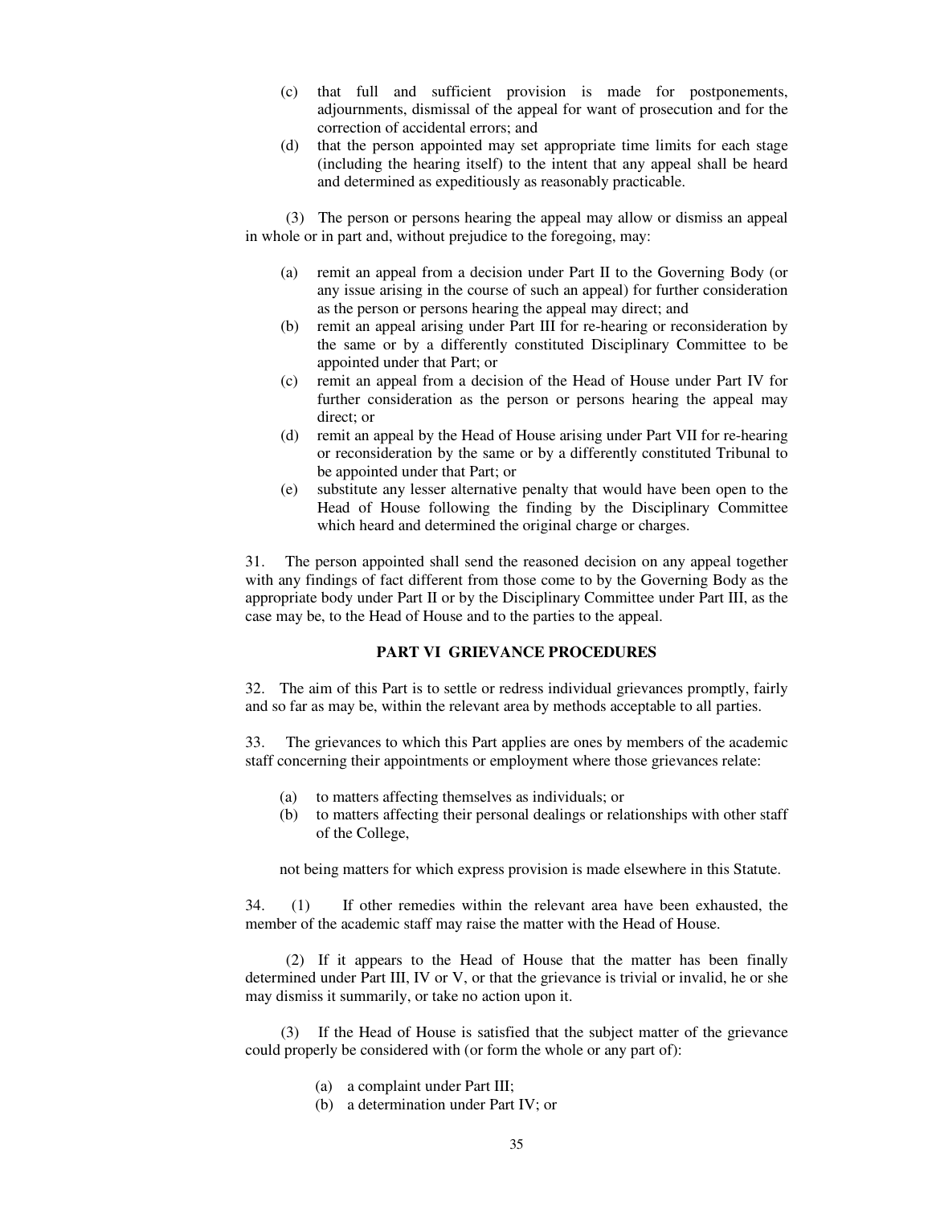(c) that full and sufficient provision is made for postponements, adjournments, dismissal of the appeal for want of prosecution and for the correction of accidental errors; and

(d) that the person appointed may set appropriate time limits for each stage (including the hearing itself) to the intent that any appeal shall be heard and determined as expeditiously as reasonably practicable.

(3) The person or persons hearing the appeal may allow or dismiss an appeal in whole or in part and, without prejudice to the foregoing, may:

(a) remit an appeal from a decision under Part II to the Governing Body (or any issue arising in the course of such an appeal) for further consideration as the person or persons hearing the appeal may direct; and

(b) remit an appeal arising under Part III for re-hearing or reconsideration by the same or by a differently constituted Disciplinary Committee to be appointed under that Part; or

(c) remit an appeal from a decision of the Head of House under Part IV for further consideration as the person or persons hearing the appeal may direct; or

(d) remit an appeal by the Head of House arising under Part VII for re-hearing or reconsideration by the same or by a differently constituted Tribunal to be appointed under that Part; or

(e) substitute any lesser alternative penalty that would have been open to the Head of House following the finding by the Disciplinary Committee which heard and determined the original charge or charges.

31. The person appointed shall send the reasoned decision on any appeal together with any findings of fact different from those come to by the Governing Body as the appropriate body under Part II or by the Disciplinary Committee under Part III, as the case may be, to the Head of House and to the parties to the appeal.

## PART VI GRIEVANCE PROCEDURES

32. The aim of this Part is to settle or redress individual grievances promptly, fairly and so far as may be, within the relevant area by methods acceptable to all parties.

33. The grievances to which this Part applies are ones by members of the academic staff concerning their appointments or employment where those grievances relate:

(a) to matters affecting themselves as individuals; or

(b) to matters affecting their personal dealings or relationships with other staff of the College,

not being matters for which express provision is made elsewhere in this Statute.

34. (1) If other remedies within the relevant area have been exhausted, the member of the academic staff may raise the matter with the Head of House.

(2) If it appears to the Head of House that the matter has been finally determined under Part III, IV or V, or that the grievance is trivial or invalid, he or she may dismiss it summarily, or take no action upon it.

(3) If the Head of House is satisfied that the subject matter of the grievance could properly be considered with (or form the whole or any part of):

(a) a complaint under Part III;

(b) a determination under Part IV; or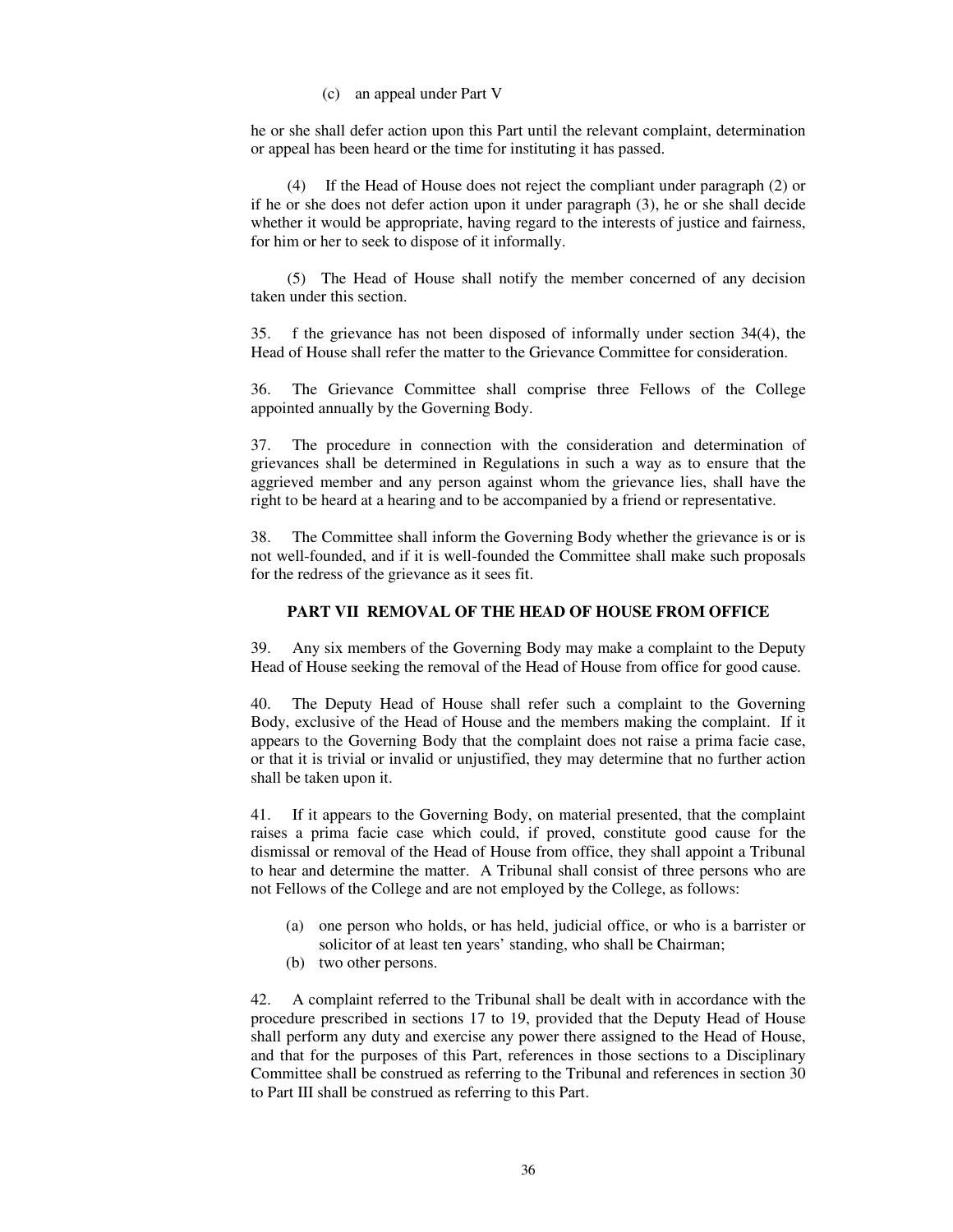(c) an appeal under Part V

he or she shall defer action upon this Part until the relevant complaint, determination or appeal has been heard or the time for instituting it has passed.

(4) If the Head of House does not reject the compliant under paragraph (2) or if he or she does not defer action upon it under paragraph (3), he or she shall decide whether it would be appropriate, having regard to the interests of justice and fairness, for him or her to seek to dispose of it informally.

(5) The Head of House shall notify the member concerned of any decision taken under this section.

35. f the grievance has not been disposed of informally under section 34(4), the Head of House shall refer the matter to the Grievance Committee for consideration.

36. The Grievance Committee shall comprise three Fellows of the College appointed annually by the Governing Body.

37. The procedure in connection with the consideration and determination of grievances shall be determined in Regulations in such a way as to ensure that the aggrieved member and any person against whom the grievance lies, shall have the right to be heard at a hearing and to be accompanied by a friend or representative.

38. The Committee shall inform the Governing Body whether the grievance is or is not well-founded, and if it is well-founded the Committee shall make such proposals for the redress of the grievance as it sees fit.

## PART VII REMOVAL OF THE HEAD OF HOUSE FROM OFFICE

39. Any six members of the Governing Body may make a complaint to the Deputy Head of House seeking the removal of the Head of House from office for good cause.

40. The Deputy Head of House shall refer such a complaint to the Governing Body, exclusive of the Head of House and the members making the complaint. If it appears to the Governing Body that the complaint does not raise a prima facie case, or that it is trivial or invalid or unjustified, they may determine that no further action shall be taken upon it.

41. If it appears to the Governing Body, on material presented, that the complaint raises a prima facie case which could, if proved, constitute good cause for the dismissal or removal of the Head of House from office, they shall appoint a Tribunal to hear and determine the matter. A Tribunal shall consist of three persons who are not Fellows of the College and are not employed by the College, as follows:

(a) one person who holds, or has held, judicial office, or who is a barrister or solicitor of at least ten years' standing, who shall be Chairman;
(b) two other persons.

42. A complaint referred to the Tribunal shall be dealt with in accordance with the procedure prescribed in sections 17 to 19, provided that the Deputy Head of House shall perform any duty and exercise any power there assigned to the Head of House, and that for the purposes of this Part, references in those sections to a Disciplinary Committee shall be construed as referring to the Tribunal and references in section 30 to Part III shall be construed as referring to this Part.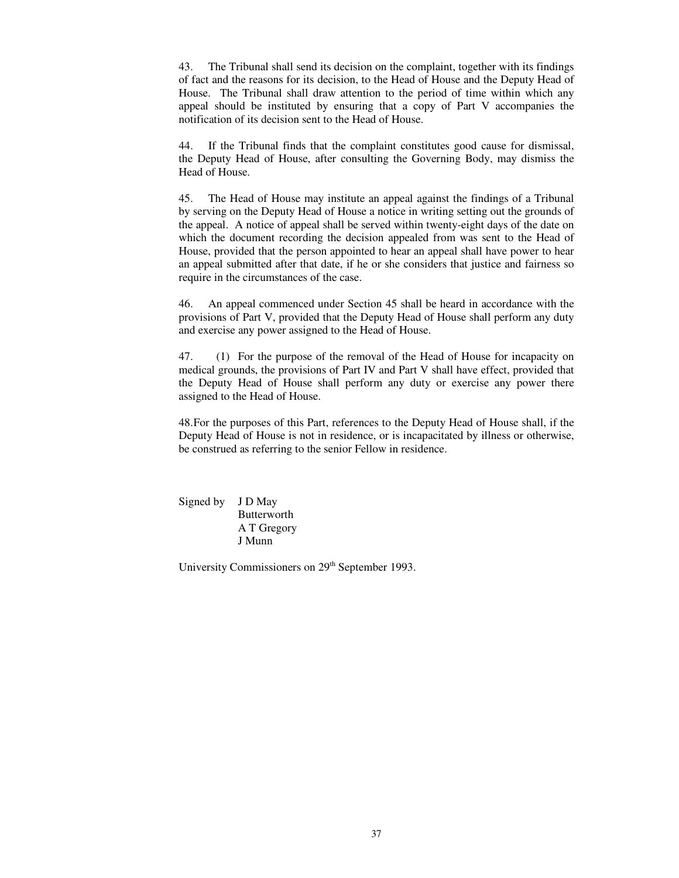43. The Tribunal shall send its decision on the complaint, together with its findings of fact and the reasons for its decision, to the Head of House and the Deputy Head of House. The Tribunal shall draw attention to the period of time within which any appeal should be instituted by ensuring that a copy of Part V accompanies the notification of its decision sent to the Head of House.

44. If the Tribunal finds that the complaint constitutes good cause for dismissal, the Deputy Head of House, after consulting the Governing Body, may dismiss the Head of House.

45. The Head of House may institute an appeal against the findings of a Tribunal by serving on the Deputy Head of House a notice in writing setting out the grounds of the appeal. A notice of appeal shall be served within twenty-eight days of the date on which the document recording the decision appealed from was sent to the Head of House, provided that the person appointed to hear an appeal shall have power to hear an appeal submitted after that date, if he or she considers that justice and fairness so require in the circumstances of the case.

46. An appeal commenced under Section 45 shall be heard in accordance with the provisions of Part V, provided that the Deputy Head of House shall perform any duty and exercise any power assigned to the Head of House.

47. (1) For the purpose of the removal of the Head of House for incapacity on medical grounds, the provisions of Part IV and Part V shall have effect, provided that the Deputy Head of House shall perform any duty or exercise any power there assigned to the Head of House.

48. For the purposes of this Part, references to the Deputy Head of House shall, if the Deputy Head of House is not in residence, or is incapacitated by illness or otherwise, be construed as referring to the senior Fellow in residence.

Signed by J D May
Butterworth
A T Gregory
J Munn

University Commissioners on 29th September 1993.